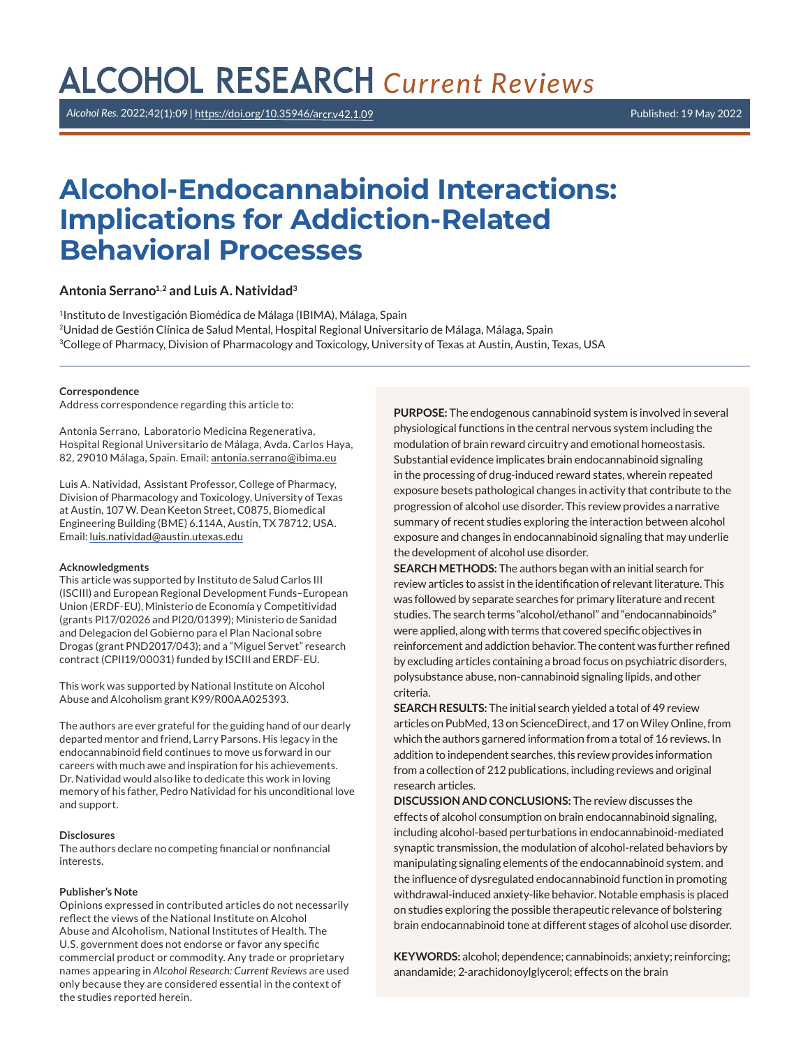# Alcohol-Endocannabinoid Interactions: Implications for Addiction-Related Behavioral Processes

**Antonia Serrano[1,2] and Luis A. Natividad[3]**

[1]Instituto de Investigación Biomédica de Málaga (IBIMA), Málaga, Spain
[2]Unidad de Gestión Clínica de Salud Mental, Hospital Regional Universitario de Málaga, Málaga, Spain
[3]College of Pharmacy, Division of Pharmacology and Toxicology, University of Texas at Austin, Austin, Texas, USA

#### Correspondence

Address correspondence regarding this article to:

Antonia Serrano, Laboratorio Medicina Regenerativa, Hospital Regional Universitario de Málaga, Avda. Carlos Haya, 82, 29010 Málaga, Spain. Email: antonia.serrano@ibima.eu

Luis A. Natividad, Assistant Professor, College of Pharmacy, Division of Pharmacology and Toxicology, University of Texas at Austin, 107 W. Dean Keeton Street, C0875, Biomedical Engineering Building (BME) 6.114A, Austin, TX 78712, USA. Email: luis.natividad@austin.utexas.edu

#### Acknowledgments

This article was supported by Instituto de Salud Carlos III (ISCIII) and European Regional Development Funds–European Union (ERDF-EU), Ministerio de Economía y Competitividad (grants PI17/02026 and PI20/01399); Ministerio de Sanidad and Delegacion del Gobierno para el Plan Nacional sobre Drogas (grant PND2017/043); and a "Miguel Servet" research contract (CPII19/00031) funded by ISCIII and ERDF-EU.

This work was supported by National Institute on Alcohol Abuse and Alcoholism grant K99/R00AA025393.

The authors are ever grateful for the guiding hand of our dearly departed mentor and friend, Larry Parsons. His legacy in the endocannabinoid field continues to move us forward in our careers with much awe and inspiration for his achievements. Dr. Natividad would also like to dedicate this work in loving memory of his father, Pedro Natividad for his unconditional love and support.

#### Disclosures

The authors declare no competing financial or nonfinancial interests.

#### Publisher's Note

Opinions expressed in contributed articles do not necessarily reflect the views of the National Institute on Alcohol Abuse and Alcoholism, National Institutes of Health. The U.S. government does not endorse or favor any specific commercial product or commodity. Any trade or proprietary names appearing in *Alcohol Research: Current Reviews* are used only because they are considered essential in the context of the studies reported herein.

**PURPOSE:** The endogenous cannabinoid system is involved in several physiological functions in the central nervous system including the modulation of brain reward circuitry and emotional homeostasis. Substantial evidence implicates brain endocannabinoid signaling in the processing of drug-induced reward states, wherein repeated exposure besets pathological changes in activity that contribute to the progression of alcohol use disorder. This review provides a narrative summary of recent studies exploring the interaction between alcohol exposure and changes in endocannabinoid signaling that may underlie the development of alcohol use disorder.

**SEARCH METHODS:** The authors began with an initial search for review articles to assist in the identification of relevant literature. This was followed by separate searches for primary literature and recent studies. The search terms "alcohol/ethanol" and "endocannabinoids" were applied, along with terms that covered specific objectives in reinforcement and addiction behavior. The content was further refined by excluding articles containing a broad focus on psychiatric disorders, polysubstance abuse, non-cannabinoid signaling lipids, and other criteria.

**SEARCH RESULTS:** The initial search yielded a total of 49 review articles on PubMed, 13 on ScienceDirect, and 17 on Wiley Online, from which the authors garnered information from a total of 16 reviews. In addition to independent searches, this review provides information from a collection of 212 publications, including reviews and original research articles.

**DISCUSSION AND CONCLUSIONS:** The review discusses the effects of alcohol consumption on brain endocannabinoid signaling, including alcohol-based perturbations in endocannabinoid-mediated synaptic transmission, the modulation of alcohol-related behaviors by manipulating signaling elements of the endocannabinoid system, and the influence of dysregulated endocannabinoid function in promoting withdrawal-induced anxiety-like behavior. Notable emphasis is placed on studies exploring the possible therapeutic relevance of bolstering brain endocannabinoid tone at different stages of alcohol use disorder.

**KEYWORDS:** alcohol; dependence; cannabinoids; anxiety; reinforcing; anandamide; 2-arachidonoylglycerol; effects on the brain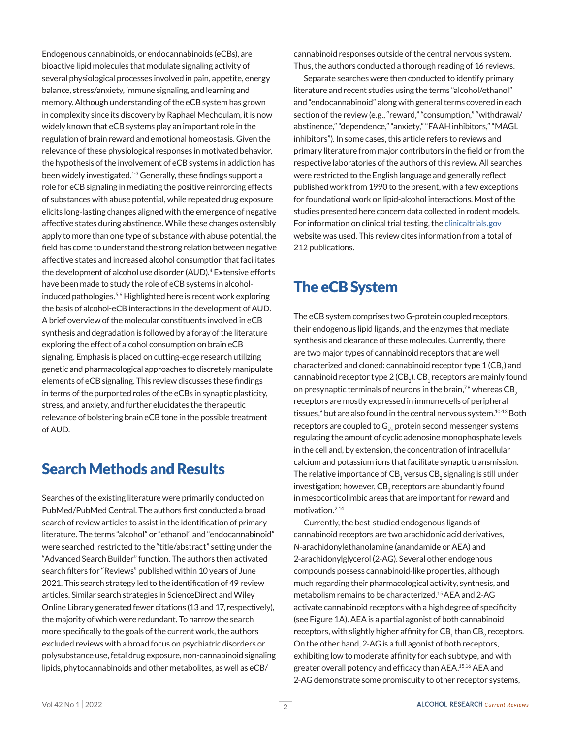Endogenous cannabinoids, or endocannabinoids (eCBs), are bioactive lipid molecules that modulate signaling activity of several physiological processes involved in pain, appetite, energy balance, stress/anxiety, immune signaling, and learning and memory. Although understanding of the eCB system has grown in complexity since its discovery by Raphael Mechoulam, it is now widely known that eCB systems play an important role in the regulation of brain reward and emotional homeostasis. Given the relevance of these physiological responses in motivated behavior, the hypothesis of the involvement of eCB systems in addiction has been widely investigated.[1-3] Generally, these findings support a role for eCB signaling in mediating the positive reinforcing effects of substances with abuse potential, while repeated drug exposure elicits long-lasting changes aligned with the emergence of negative affective states during abstinence. While these changes ostensibly apply to more than one type of substance with abuse potential, the field has come to understand the strong relation between negative affective states and increased alcohol consumption that facilitates the development of alcohol use disorder (AUD).[4] Extensive efforts have been made to study the role of eCB systems in alcohol-induced pathologies.[5,6] Highlighted here is recent work exploring the basis of alcohol-eCB interactions in the development of AUD. A brief overview of the molecular constituents involved in eCB synthesis and degradation is followed by a foray of the literature exploring the effect of alcohol consumption on brain eCB signaling. Emphasis is placed on cutting-edge research utilizing genetic and pharmacological approaches to discretely manipulate elements of eCB signaling. This review discusses these findings in terms of the purported roles of the eCBs in synaptic plasticity, stress, and anxiety, and further elucidates the therapeutic relevance of bolstering brain eCB tone in the possible treatment of AUD.

## Search Methods and Results

Searches of the existing literature were primarily conducted on PubMed/PubMed Central. The authors first conducted a broad search of review articles to assist in the identification of primary literature. The terms "alcohol" or "ethanol" and "endocannabinoid" were searched, restricted to the "title/abstract" setting under the "Advanced Search Builder" function. The authors then activated search filters for "Reviews" published within 10 years of June 2021. This search strategy led to the identification of 49 review articles. Similar search strategies in ScienceDirect and Wiley Online Library generated fewer citations (13 and 17, respectively), the majority of which were redundant. To narrow the search more specifically to the goals of the current work, the authors excluded reviews with a broad focus on psychiatric disorders or polysubstance use, fetal drug exposure, non-cannabinoid signaling lipids, phytocannabinoids and other metabolites, as well as eCB/cannabinoid responses outside of the central nervous system. Thus, the authors conducted a thorough reading of 16 reviews.

Separate searches were then conducted to identify primary literature and recent studies using the terms "alcohol/ethanol" and "endocannabinoid" along with general terms covered in each section of the review (e.g., "reward," "consumption," "withdrawal/abstinence," "dependence," "anxiety," "FAAH inhibitors," "MAGL inhibitors"). In some cases, this article refers to reviews and primary literature from major contributors in the field or from the respective laboratories of the authors of this review. All searches were restricted to the English language and generally reflect published work from 1990 to the present, with a few exceptions for foundational work on lipid-alcohol interactions. Most of the studies presented here concern data collected in rodent models. For information on clinical trial testing, the clinicaltrials.gov website was used. This review cites information from a total of 212 publications.

## The eCB System

The eCB system comprises two G-protein coupled receptors, their endogenous lipid ligands, and the enzymes that mediate synthesis and clearance of these molecules. Currently, there are two major types of cannabinoid receptors that are well characterized and cloned: cannabinoid receptor type 1 ($CB_1$) and cannabinoid receptor type 2 ($CB_2$). $CB_1$ receptors are mainly found on presynaptic terminals of neurons in the brain,[7,8] whereas $CB_2$ receptors are mostly expressed in immune cells of peripheral tissues,[9] but are also found in the central nervous system.[10-13] Both receptors are coupled to $G_{i/o}$ protein second messenger systems regulating the amount of cyclic adenosine monophosphate levels in the cell and, by extension, the concentration of intracellular calcium and potassium ions that facilitate synaptic transmission. The relative importance of $CB_1$ versus $CB_2$ signaling is still under investigation; however, $CB_1$ receptors are abundantly found in mesocorticolimbic areas that are important for reward and motivation.[2,14]

Currently, the best-studied endogenous ligands of cannabinoid receptors are two arachidonic acid derivatives, *N*-arachidonylethanolamine (anandamide or AEA) and 2-arachidonylglycerol (2-AG). Several other endogenous compounds possess cannabinoid-like properties, although much regarding their pharmacological activity, synthesis, and metabolism remains to be characterized.[15] AEA and 2-AG activate cannabinoid receptors with a high degree of specificity (see Figure 1A). AEA is a partial agonist of both cannabinoid receptors, with slightly higher affinity for $CB_1$ than $CB_2$ receptors. On the other hand, 2-AG is a full agonist of both receptors, exhibiting low to moderate affinity for each subtype, and with greater overall potency and efficacy than AEA.[15,16] AEA and 2-AG demonstrate some promiscuity to other receptor systems,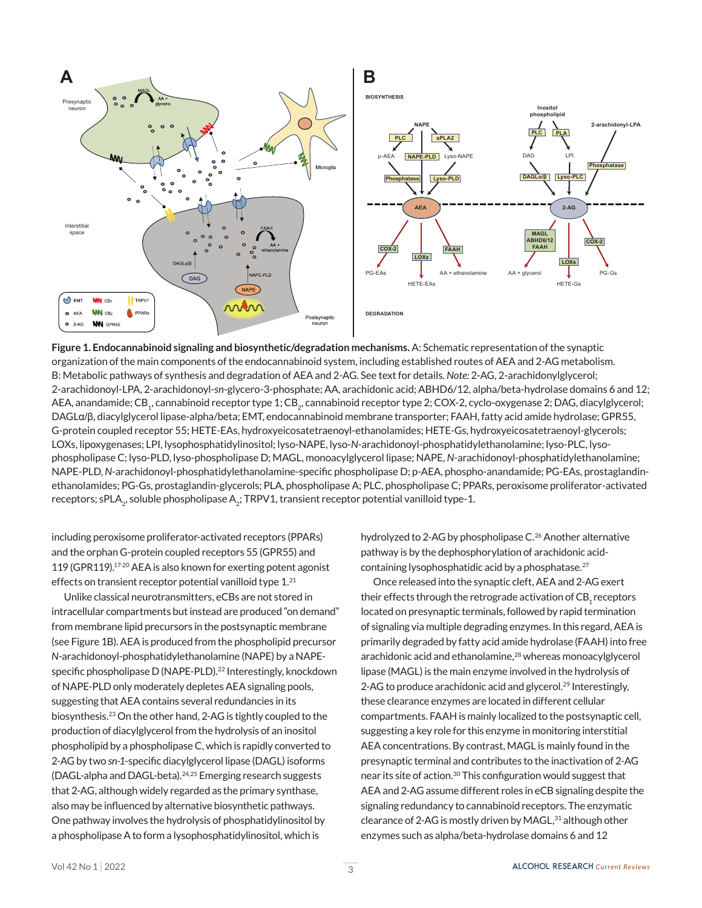**Figure 1. Endocannabinoid signaling and biosynthetic/degradation mechanisms.** A: Schematic representation of the synaptic organization of the main components of the endocannabinoid system, including established routes of AEA and 2-AG metabolism. B: Metabolic pathways of synthesis and degradation of AEA and 2-AG. See text for details. *Note:* 2-AG, 2-arachidonylglycerol; 2-arachidonoyl-LPA, 2-arachidonoyl-*sn*-glycero-3-phosphate; AA, arachidonic acid; ABHD6/12, alpha/beta-hydrolase domains 6 and 12; AEA, anandamide; $CB_1$, cannabinoid receptor type 1; $CB_2$, cannabinoid receptor type 2; COX-2, cyclo-oxygenase 2; DAG, diacylglycerol; DAGLα/β, diacylglycerol lipase-alpha/beta; EMT, endocannabinoid membrane transporter; FAAH, fatty acid amide hydrolase; GPR55, G-protein coupled receptor 55; HETE-EAs, hydroxyeicosatetraenoyl-ethanolamides; HETE-Gs, hydroxyeicosatetraenoyl-glycerols; LOXs, lipoxygenases; LPI, lysophosphatidylinositol; lyso-NAPE, lyso-*N*-arachidonoyl-phosphatidylethanolamine; lyso-PLC, lyso-phospholipase C; lyso-PLD, lyso-phospholipase D; MAGL, monoacylglycerol lipase; NAPE, *N*-arachidonoyl-phosphatidylethanolamine; NAPE-PLD, *N*-arachidonoyl-phosphatidylethanolamine-specific phospholipase D; p-AEA, phospho-anandamide; PG-EAs, prostaglandin-ethanolamides; PG-Gs, prostaglandin-glycerols; PLA, phospholipase A; PLC, phospholipase C; PPARs, peroxisome proliferator-activated receptors; $sPLA_2$, soluble phospholipase $A_2$; TRPV1, transient receptor potential vanilloid type-1.

including peroxisome proliferator-activated receptors (PPARs) and the orphan G-protein coupled receptors 55 (GPR55) and 119 (GPR119).[17-20] AEA is also known for exerting potent agonist effects on transient receptor potential vanilloid type 1.[21]

Unlike classical neurotransmitters, eCBs are not stored in intracellular compartments but instead are produced "on demand" from membrane lipid precursors in the postsynaptic membrane (see Figure 1B). AEA is produced from the phospholipid precursor *N*-arachidonoyl-phosphatidylethanolamine (NAPE) by a NAPE-specific phospholipase D (NAPE-PLD).[22] Interestingly, knockdown of NAPE-PLD only moderately depletes AEA signaling pools, suggesting that AEA contains several redundancies in its biosynthesis.[23] On the other hand, 2-AG is tightly coupled to the production of diacylglycerol from the hydrolysis of an inositol phospholipid by a phospholipase C, which is rapidly converted to 2-AG by two *sn-1*-specific diacylglycerol lipase (DAGL) isoforms (DAGL-alpha and DAGL-beta).[24,25] Emerging research suggests that 2-AG, although widely regarded as the primary synthase, also may be influenced by alternative biosynthetic pathways. One pathway involves the hydrolysis of phosphatidylinositol by a phospholipase A to form a lysophosphatidylinositol, which is hydrolyzed to 2-AG by phospholipase C.[26] Another alternative pathway is by the dephosphorylation of arachidonic acid-containing lysophosphatidic acid by a phosphatase.[27]

Once released into the synaptic cleft, AEA and 2-AG exert their effects through the retrograde activation of $CB_1$ receptors located on presynaptic terminals, followed by rapid termination of signaling via multiple degrading enzymes. In this regard, AEA is primarily degraded by fatty acid amide hydrolase (FAAH) into free arachidonic acid and ethanolamine,[28] whereas monoacylglycerol lipase (MAGL) is the main enzyme involved in the hydrolysis of 2-AG to produce arachidonic acid and glycerol.[29] Interestingly, these clearance enzymes are located in different cellular compartments. FAAH is mainly localized to the postsynaptic cell, suggesting a key role for this enzyme in monitoring interstitial AEA concentrations. By contrast, MAGL is mainly found in the presynaptic terminal and contributes to the inactivation of 2-AG near its site of action.[30] This configuration would suggest that AEA and 2-AG assume different roles in eCB signaling despite the signaling redundancy to cannabinoid receptors. The enzymatic clearance of 2-AG is mostly driven by MAGL,[31] although other enzymes such as alpha/beta-hydrolase domains 6 and 12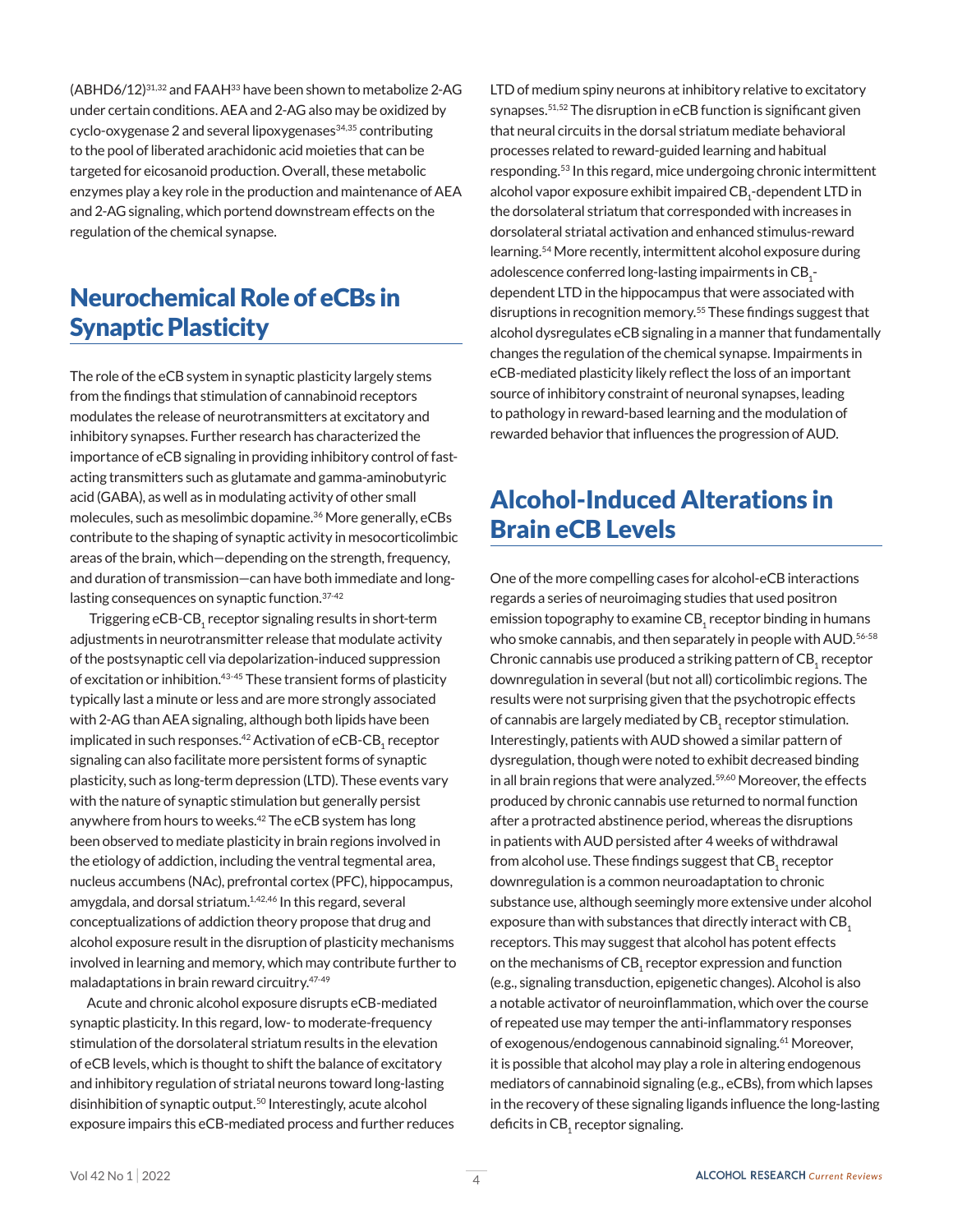(ABHD6/12)[31,32] and FAAH[33] have been shown to metabolize 2-AG under certain conditions. AEA and 2-AG also may be oxidized by cyclo-oxygenase 2 and several lipoxygenases[34,35] contributing to the pool of liberated arachidonic acid moieties that can be targeted for eicosanoid production. Overall, these metabolic enzymes play a key role in the production and maintenance of AEA and 2-AG signaling, which portend downstream effects on the regulation of the chemical synapse.

## Neurochemical Role of eCBs in Synaptic Plasticity

The role of the eCB system in synaptic plasticity largely stems from the findings that stimulation of cannabinoid receptors modulates the release of neurotransmitters at excitatory and inhibitory synapses. Further research has characterized the importance of eCB signaling in providing inhibitory control of fast-acting transmitters such as glutamate and gamma-aminobutyric acid (GABA), as well as in modulating activity of other small molecules, such as mesolimbic dopamine.[36] More generally, eCBs contribute to the shaping of synaptic activity in mesocorticolimbic areas of the brain, which—depending on the strength, frequency, and duration of transmission—can have both immediate and long-lasting consequences on synaptic function.[37-42]

Triggering eCB-$CB_1$ receptor signaling results in short-term adjustments in neurotransmitter release that modulate activity of the postsynaptic cell via depolarization-induced suppression of excitation or inhibition.[43-45] These transient forms of plasticity typically last a minute or less and are more strongly associated with 2-AG than AEA signaling, although both lipids have been implicated in such responses.[42] Activation of eCB-$CB_1$ receptor signaling can also facilitate more persistent forms of synaptic plasticity, such as long-term depression (LTD). These events vary with the nature of synaptic stimulation but generally persist anywhere from hours to weeks.[42] The eCB system has long been observed to mediate plasticity in brain regions involved in the etiology of addiction, including the ventral tegmental area, nucleus accumbens (NAc), prefrontal cortex (PFC), hippocampus, amygdala, and dorsal striatum.[1,42,46] In this regard, several conceptualizations of addiction theory propose that drug and alcohol exposure result in the disruption of plasticity mechanisms involved in learning and memory, which may contribute further to maladaptations in brain reward circuitry.[47-49]

Acute and chronic alcohol exposure disrupts eCB-mediated synaptic plasticity. In this regard, low- to moderate-frequency stimulation of the dorsolateral striatum results in the elevation of eCB levels, which is thought to shift the balance of excitatory and inhibitory regulation of striatal neurons toward long-lasting disinhibition of synaptic output.[50] Interestingly, acute alcohol exposure impairs this eCB-mediated process and further reduces LTD of medium spiny neurons at inhibitory relative to excitatory synapses.[51,52] The disruption in eCB function is significant given that neural circuits in the dorsal striatum mediate behavioral processes related to reward-guided learning and habitual responding.[53] In this regard, mice undergoing chronic intermittent alcohol vapor exposure exhibit impaired $CB_1$-dependent LTD in the dorsolateral striatum that corresponded with increases in dorsolateral striatal activation and enhanced stimulus-reward learning.[54] More recently, intermittent alcohol exposure during adolescence conferred long-lasting impairments in $CB_1$-dependent LTD in the hippocampus that were associated with disruptions in recognition memory.[55] These findings suggest that alcohol dysregulates eCB signaling in a manner that fundamentally changes the regulation of the chemical synapse. Impairments in eCB-mediated plasticity likely reflect the loss of an important source of inhibitory constraint of neuronal synapses, leading to pathology in reward-based learning and the modulation of rewarded behavior that influences the progression of AUD.

## Alcohol-Induced Alterations in Brain eCB Levels

One of the more compelling cases for alcohol-eCB interactions regards a series of neuroimaging studies that used positron emission topography to examine $CB_1$ receptor binding in humans who smoke cannabis, and then separately in people with AUD.[56-58] Chronic cannabis use produced a striking pattern of $CB_1$ receptor downregulation in several (but not all) corticolimbic regions. The results were not surprising given that the psychotropic effects of cannabis are largely mediated by $CB_1$ receptor stimulation. Interestingly, patients with AUD showed a similar pattern of dysregulation, though were noted to exhibit decreased binding in all brain regions that were analyzed.[59,60] Moreover, the effects produced by chronic cannabis use returned to normal function after a protracted abstinence period, whereas the disruptions in patients with AUD persisted after 4 weeks of withdrawal from alcohol use. These findings suggest that $CB_1$ receptor downregulation is a common neuroadaptation to chronic substance use, although seemingly more extensive under alcohol exposure than with substances that directly interact with $CB_1$ receptors. This may suggest that alcohol has potent effects on the mechanisms of $CB_1$ receptor expression and function (e.g., signaling transduction, epigenetic changes). Alcohol is also a notable activator of neuroinflammation, which over the course of repeated use may temper the anti-inflammatory responses of exogenous/endogenous cannabinoid signaling.[61] Moreover, it is possible that alcohol may play a role in altering endogenous mediators of cannabinoid signaling (e.g., eCBs), from which lapses in the recovery of these signaling ligands influence the long-lasting deficits in $CB_1$ receptor signaling.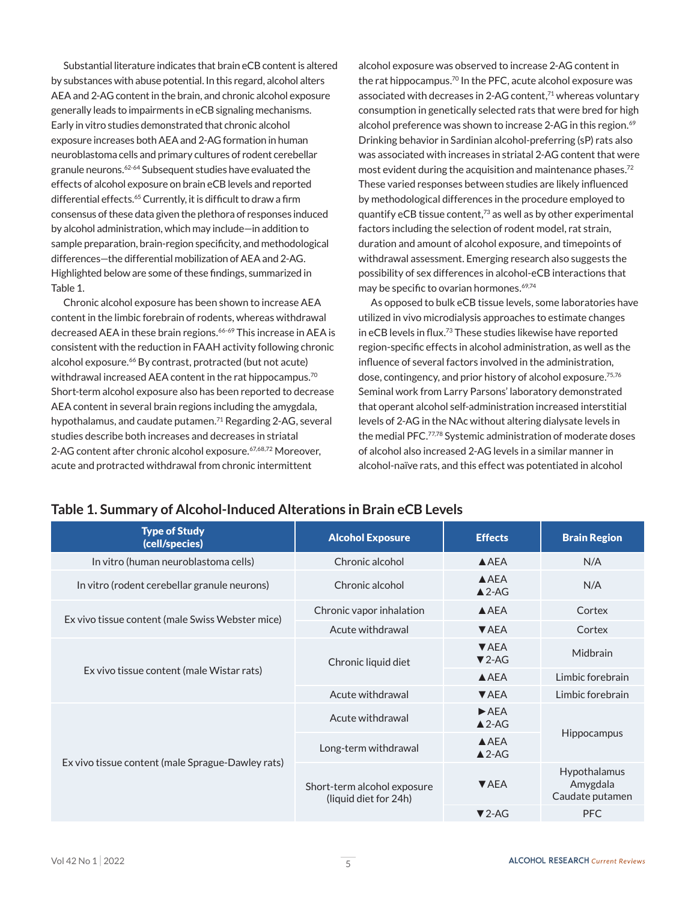Substantial literature indicates that brain eCB content is altered by substances with abuse potential. In this regard, alcohol alters AEA and 2-AG content in the brain, and chronic alcohol exposure generally leads to impairments in eCB signaling mechanisms. Early in vitro studies demonstrated that chronic alcohol exposure increases both AEA and 2-AG formation in human neuroblastoma cells and primary cultures of rodent cerebellar granule neurons.[62-64] Subsequent studies have evaluated the effects of alcohol exposure on brain eCB levels and reported differential effects.[65] Currently, it is difficult to draw a firm consensus of these data given the plethora of responses induced by alcohol administration, which may include—in addition to sample preparation, brain-region specificity, and methodological differences—the differential mobilization of AEA and 2-AG. Highlighted below are some of these findings, summarized in Table 1.

Chronic alcohol exposure has been shown to increase AEA content in the limbic forebrain of rodents, whereas withdrawal decreased AEA in these brain regions.[66-69] This increase in AEA is consistent with the reduction in FAAH activity following chronic alcohol exposure.[66] By contrast, protracted (but not acute) withdrawal increased AEA content in the rat hippocampus.[70] Short-term alcohol exposure also has been reported to decrease AEA content in several brain regions including the amygdala, hypothalamus, and caudate putamen.[71] Regarding 2-AG, several studies describe both increases and decreases in striatal 2-AG content after chronic alcohol exposure.[67,68,72] Moreover, acute and protracted withdrawal from chronic intermittent alcohol exposure was observed to increase 2-AG content in the rat hippocampus.[70] In the PFC, acute alcohol exposure was associated with decreases in 2-AG content,[71] whereas voluntary consumption in genetically selected rats that were bred for high alcohol preference was shown to increase 2-AG in this region.[69] Drinking behavior in Sardinian alcohol-preferring (sP) rats also was associated with increases in striatal 2-AG content that were most evident during the acquisition and maintenance phases.[72] These varied responses between studies are likely influenced by methodological differences in the procedure employed to quantify eCB tissue content,[73] as well as by other experimental factors including the selection of rodent model, rat strain, duration and amount of alcohol exposure, and timepoints of withdrawal assessment. Emerging research also suggests the possibility of sex differences in alcohol-eCB interactions that may be specific to ovarian hormones.[69,74]

As opposed to bulk eCB tissue levels, some laboratories have utilized in vivo microdialysis approaches to estimate changes in eCB levels in flux.[73] These studies likewise have reported region-specific effects in alcohol administration, as well as the influence of several factors involved in the administration, dose, contingency, and prior history of alcohol exposure.[75,76] Seminal work from Larry Parsons' laboratory demonstrated that operant alcohol self-administration increased interstitial levels of 2-AG in the NAc without altering dialysate levels in the medial PFC.[77,78] Systemic administration of moderate doses of alcohol also increased 2-AG levels in a similar manner in alcohol-naïve rats, and this effect was potentiated in alcohol

## Table 1. Summary of Alcohol-Induced Alterations in Brain eCB Levels

| Type of Study (cell/species) | Alcohol Exposure | Effects | Brain Region |
|---|---|---|---|
| In vitro (human neuroblastoma cells) | Chronic alcohol | ▲AEA | N/A |
| In vitro (rodent cerebellar granule neurons) | Chronic alcohol | ▲AEA ▲2-AG | N/A |
| Ex vivo tissue content (male Swiss Webster mice) | Chronic vapor inhalation | ▲AEA | Cortex |
| | Acute withdrawal | ▼AEA | Cortex |
| Ex vivo tissue content (male Wistar rats) | Chronic liquid diet | ▼AEA ▼2-AG | Midbrain |
| | | ▲AEA | Limbic forebrain |
| | Acute withdrawal | ▼AEA | Limbic forebrain |
| Ex vivo tissue content (male Sprague-Dawley rats) | Acute withdrawal | ►AEA ▲2-AG | Hippocampus |
| | Long-term withdrawal | ▲AEA ▲2-AG | Hippocampus |
| | Short-term alcohol exposure (liquid diet for 24h) | ▼AEA | Hypothalamus Amygdala Caudate putamen |
| | | ▼2-AG | PFC |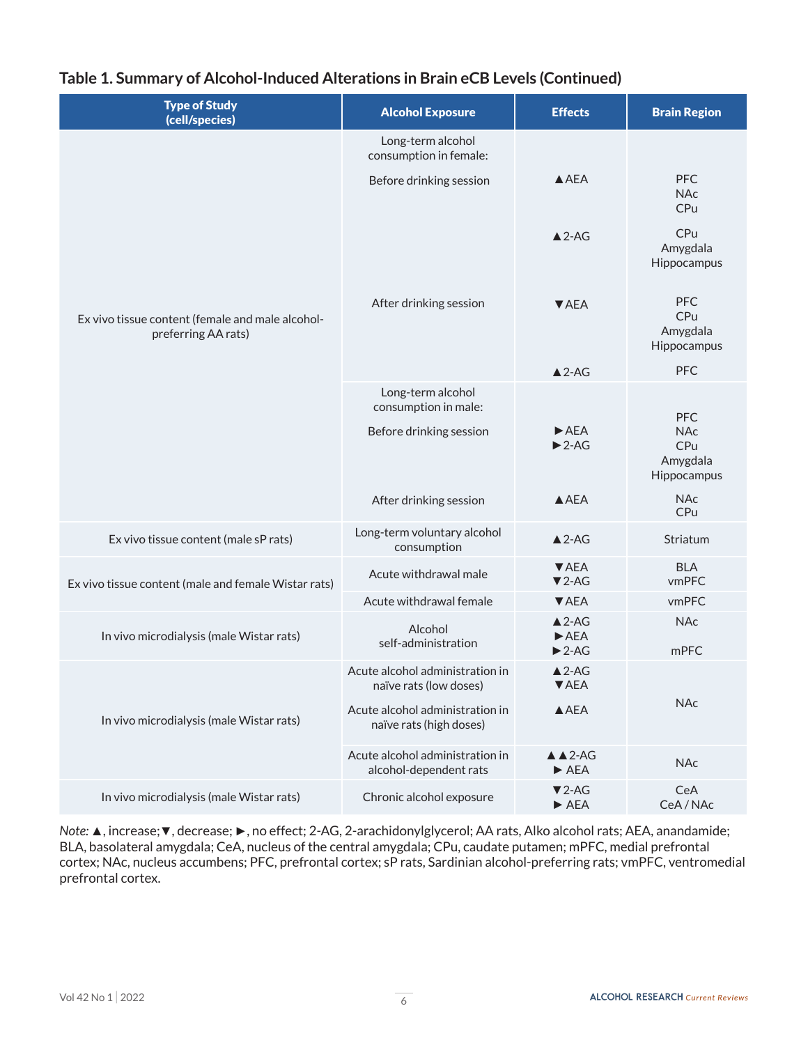## Table 1. Summary of Alcohol-Induced Alterations in Brain eCB Levels (Continued)

| Type of Study (cell/species) | Alcohol Exposure | Effects | Brain Region |
|---|---|---|---|
| Ex vivo tissue content (female and male alcohol-preferring AA rats) | Long-term alcohol consumption in female: | | |
| | Before drinking session | ▲AEA | PFC<br>NAc<br>CPu |
| | | ▲2-AG | CPu<br>Amygdala<br>Hippocampus |
| | After drinking session | ▼AEA | PFC<br>CPu<br>Amygdala<br>Hippocampus |
| | | ▲2-AG | PFC |
| | Long-term alcohol consumption in male: | | |
| | Before drinking session | ►AEA<br>►2-AG | PFC<br>NAc<br>CPu<br>Amygdala<br>Hippocampus |
| | After drinking session | ▲AEA | NAc<br>CPu |
| Ex vivo tissue content (male sP rats) | Long-term voluntary alcohol consumption | ▲2-AG | Striatum |
| Ex vivo tissue content (male and female Wistar rats) | Acute withdrawal male | ▼AEA<br>▼2-AG | BLA<br>vmPFC |
| | Acute withdrawal female | ▼AEA | vmPFC |
| In vivo microdialysis (male Wistar rats) | Alcohol self-administration | ▲2-AG | NAc |
| | | ►AEA<br>►2-AG | mPFC |
| In vivo microdialysis (male Wistar rats) | Acute alcohol administration in naïve rats (low doses) | ▲2-AG<br>▼AEA | NAc |
| | Acute alcohol administration in naïve rats (high doses) | ▲AEA | NAc |
| | Acute alcohol administration in alcohol-dependent rats | ▲▲2-AG<br>► AEA | NAc |
| In vivo microdialysis (male Wistar rats) | Chronic alcohol exposure | ▼2-AG<br>► AEA | CeA<br>CeA / NAc |

*Note:* ▲, increase; ▼, decrease; ►, no effect; 2-AG, 2-arachidonylglycerol; AA rats, Alko alcohol rats; AEA, anandamide; BLA, basolateral amygdala; CeA, nucleus of the central amygdala; CPu, caudate putamen; mPFC, medial prefrontal cortex; NAc, nucleus accumbens; PFC, prefrontal cortex; sP rats, Sardinian alcohol-preferring rats; vmPFC, ventromedial prefrontal cortex.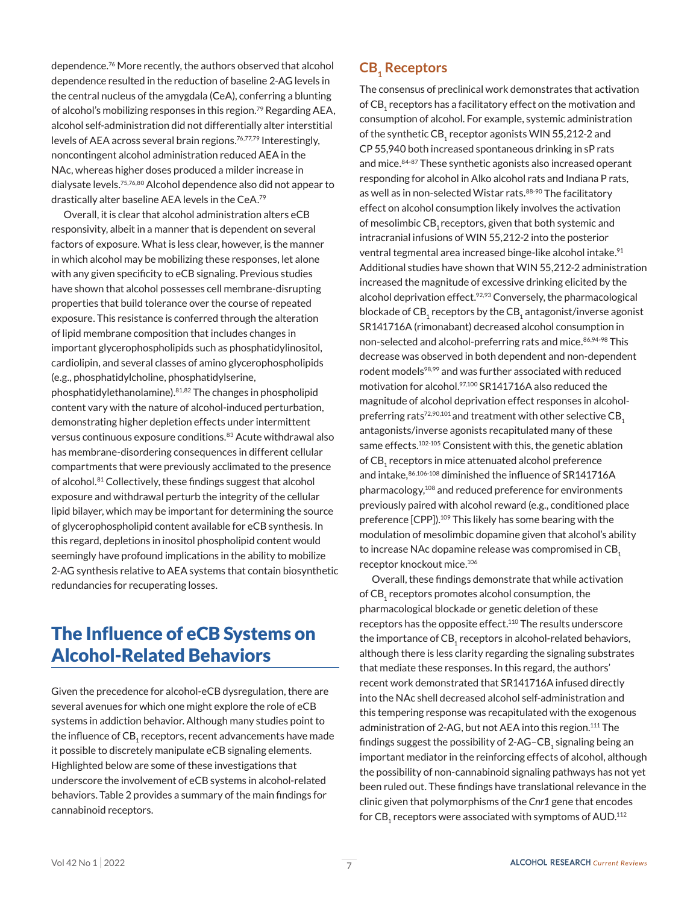dependence.[76] More recently, the authors observed that alcohol dependence resulted in the reduction of baseline 2-AG levels in the central nucleus of the amygdala (CeA), conferring a blunting of alcohol's mobilizing responses in this region.[79] Regarding AEA, alcohol self-administration did not differentially alter interstitial levels of AEA across several brain regions.[76,77,79] Interestingly, noncontingent alcohol administration reduced AEA in the NAc, whereas higher doses produced a milder increase in dialysate levels.[75,76,80] Alcohol dependence also did not appear to drastically alter baseline AEA levels in the CeA.[79]

Overall, it is clear that alcohol administration alters eCB responsivity, albeit in a manner that is dependent on several factors of exposure. What is less clear, however, is the manner in which alcohol may be mobilizing these responses, let alone with any given specificity to eCB signaling. Previous studies have shown that alcohol possesses cell membrane-disrupting properties that build tolerance over the course of repeated exposure. This resistance is conferred through the alteration of lipid membrane composition that includes changes in important glycerophospholipids such as phosphatidylinositol, cardiolipin, and several classes of amino glycerophospholipids (e.g., phosphatidylcholine, phosphatidylserine, phosphatidylethanolamine).[81,82] The changes in phospholipid content vary with the nature of alcohol-induced perturbation, demonstrating higher depletion effects under intermittent versus continuous exposure conditions.[83] Acute withdrawal also has membrane-disordering consequences in different cellular compartments that were previously acclimated to the presence of alcohol.[81] Collectively, these findings suggest that alcohol exposure and withdrawal perturb the integrity of the cellular lipid bilayer, which may be important for determining the source of glycerophospholipid content available for eCB synthesis. In this regard, depletions in inositol phospholipid content would seemingly have profound implications in the ability to mobilize 2-AG synthesis relative to AEA systems that contain biosynthetic redundancies for recuperating losses.

# The Influence of eCB Systems on Alcohol-Related Behaviors

Given the precedence for alcohol-eCB dysregulation, there are several avenues for which one might explore the role of eCB systems in addiction behavior. Although many studies point to the influence of $CB_1$ receptors, recent advancements have made it possible to discretely manipulate eCB signaling elements. Highlighted below are some of these investigations that underscore the involvement of eCB systems in alcohol-related behaviors. Table 2 provides a summary of the main findings for cannabinoid receptors.

## $CB_1$ Receptors

The consensus of preclinical work demonstrates that activation of $CB_1$ receptors has a facilitatory effect on the motivation and consumption of alcohol. For example, systemic administration of the synthetic $CB_1$ receptor agonists WIN 55,212-2 and CP 55,940 both increased spontaneous drinking in sP rats and mice.[84-87] These synthetic agonists also increased operant responding for alcohol in Alko alcohol rats and Indiana P rats, as well as in non-selected Wistar rats.[88-90] The facilitatory effect on alcohol consumption likely involves the activation of mesolimbic $CB_1$ receptors, given that both systemic and intracranial infusions of WIN 55,212-2 into the posterior ventral tegmental area increased binge-like alcohol intake.[91] Additional studies have shown that WIN 55,212-2 administration increased the magnitude of excessive drinking elicited by the alcohol deprivation effect.[92,93] Conversely, the pharmacological blockade of $CB_1$ receptors by the $CB_1$ antagonist/inverse agonist SR141716A (rimonabant) decreased alcohol consumption in non-selected and alcohol-preferring rats and mice.[86,94-98] This decrease was observed in both dependent and non-dependent rodent models[98,99] and was further associated with reduced motivation for alcohol.[97,100] SR141716A also reduced the magnitude of alcohol deprivation effect responses in alcohol-preferring rats[72,90,101] and treatment with other selective $CB_1$ antagonists/inverse agonists recapitulated many of these same effects.[102-105] Consistent with this, the genetic ablation of $CB_1$ receptors in mice attenuated alcohol preference and intake,[86,106-108] diminished the influence of SR141716A pharmacology,[108] and reduced preference for environments previously paired with alcohol reward (e.g., conditioned place preference [CPP]).[109] This likely has some bearing with the modulation of mesolimbic dopamine given that alcohol's ability to increase NAc dopamine release was compromised in $CB_1$ receptor knockout mice.[106]

Overall, these findings demonstrate that while activation of $CB_1$ receptors promotes alcohol consumption, the pharmacological blockade or genetic deletion of these receptors has the opposite effect.[110] The results underscore the importance of $CB_1$ receptors in alcohol-related behaviors, although there is less clarity regarding the signaling substrates that mediate these responses. In this regard, the authors' recent work demonstrated that SR141716A infused directly into the NAc shell decreased alcohol self-administration and this tempering response was recapitulated with the exogenous administration of 2-AG, but not AEA into this region.[111] The findings suggest the possibility of 2-AG–$CB_1$ signaling being an important mediator in the reinforcing effects of alcohol, although the possibility of non-cannabinoid signaling pathways has not yet been ruled out. These findings have translational relevance in the clinic given that polymorphisms of the *Cnr1* gene that encodes for $CB_1$ receptors were associated with symptoms of AUD.[112]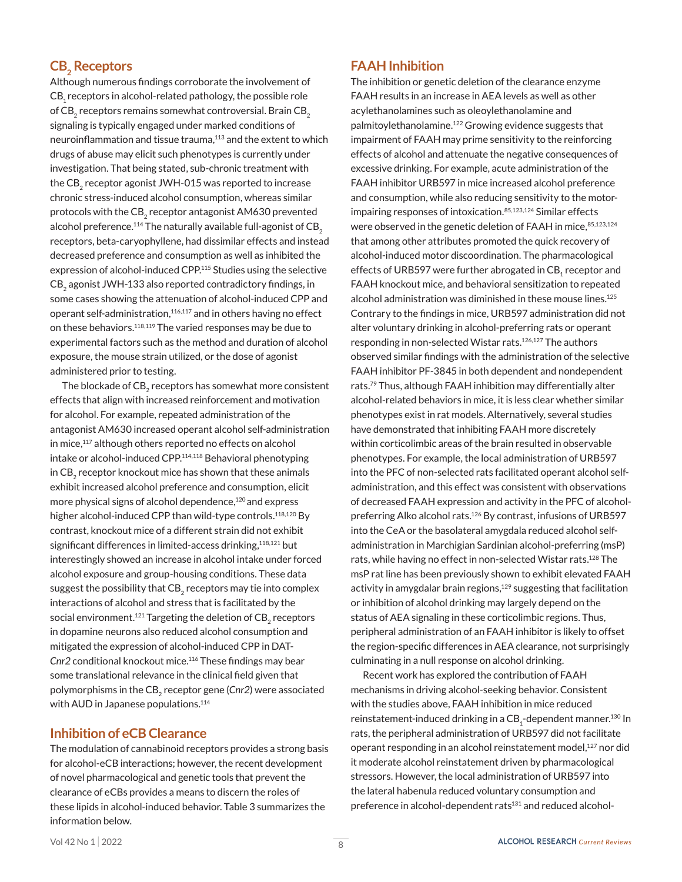## $CB_2$ Receptors

Although numerous findings corroborate the involvement of $CB_1$ receptors in alcohol-related pathology, the possible role of $CB_2$ receptors remains somewhat controversial. Brain $CB_2$ signaling is typically engaged under marked conditions of neuroinflammation and tissue trauma,[113] and the extent to which drugs of abuse may elicit such phenotypes is currently under investigation. That being stated, sub-chronic treatment with the $CB_2$ receptor agonist JWH-015 was reported to increase chronic stress-induced alcohol consumption, whereas similar protocols with the $CB_2$ receptor antagonist AM630 prevented alcohol preference.[114] The naturally available full-agonist of $CB_2$ receptors, beta-caryophyllene, had dissimilar effects and instead decreased preference and consumption as well as inhibited the expression of alcohol-induced CPP.[115] Studies using the selective $CB_2$ agonist JWH-133 also reported contradictory findings, in some cases showing the attenuation of alcohol-induced CPP and operant self-administration,[116,117] and in others having no effect on these behaviors.[118,119] The varied responses may be due to experimental factors such as the method and duration of alcohol exposure, the mouse strain utilized, or the dose of agonist administered prior to testing.

The blockade of $CB_2$ receptors has somewhat more consistent effects that align with increased reinforcement and motivation for alcohol. For example, repeated administration of the antagonist AM630 increased operant alcohol self-administration in mice,[117] although others reported no effects on alcohol intake or alcohol-induced CPP.[114,118] Behavioral phenotyping in $CB_2$ receptor knockout mice has shown that these animals exhibit increased alcohol preference and consumption, elicit more physical signs of alcohol dependence,[120] and express higher alcohol-induced CPP than wild-type controls.[118,120] By contrast, knockout mice of a different strain did not exhibit significant differences in limited-access drinking,[118,121] but interestingly showed an increase in alcohol intake under forced alcohol exposure and group-housing conditions. These data suggest the possibility that $CB_2$ receptors may tie into complex interactions of alcohol and stress that is facilitated by the social environment.[121] Targeting the deletion of $CB_2$ receptors in dopamine neurons also reduced alcohol consumption and mitigated the expression of alcohol-induced CPP in DAT-*Cnr2* conditional knockout mice.[116] These findings may bear some translational relevance in the clinical field given that polymorphisms in the $CB_2$ receptor gene (*Cnr2*) were associated with AUD in Japanese populations.[114]

## Inhibition of eCB Clearance

The modulation of cannabinoid receptors provides a strong basis for alcohol-eCB interactions; however, the recent development of novel pharmacological and genetic tools that prevent the clearance of eCBs provides a means to discern the roles of these lipids in alcohol-induced behavior. Table 3 summarizes the information below.

## FAAH Inhibition

The inhibition or genetic deletion of the clearance enzyme FAAH results in an increase in AEA levels as well as other acylethanolamines such as oleoylethanolamine and palmitoylethanolamine.[122] Growing evidence suggests that impairment of FAAH may prime sensitivity to the reinforcing effects of alcohol and attenuate the negative consequences of excessive drinking. For example, acute administration of the FAAH inhibitor URB597 in mice increased alcohol preference and consumption, while also reducing sensitivity to the motor-impairing responses of intoxication.[85,123,124] Similar effects were observed in the genetic deletion of FAAH in mice,[85,123,124] that among other attributes promoted the quick recovery of alcohol-induced motor discoordination. The pharmacological effects of URB597 were further abrogated in $CB_1$ receptor and FAAH knockout mice, and behavioral sensitization to repeated alcohol administration was diminished in these mouse lines.[125] Contrary to the findings in mice, URB597 administration did not alter voluntary drinking in alcohol-preferring rats or operant responding in non-selected Wistar rats.[126,127] The authors observed similar findings with the administration of the selective FAAH inhibitor PF-3845 in both dependent and nondependent rats.[79] Thus, although FAAH inhibition may differentially alter alcohol-related behaviors in mice, it is less clear whether similar phenotypes exist in rat models. Alternatively, several studies have demonstrated that inhibiting FAAH more discretely within corticolimbic areas of the brain resulted in observable phenotypes. For example, the local administration of URB597 into the PFC of non-selected rats facilitated operant alcohol self-administration, and this effect was consistent with observations of decreased FAAH expression and activity in the PFC of alcohol-preferring Alko alcohol rats.[126] By contrast, infusions of URB597 into the CeA or the basolateral amygdala reduced alcohol self-administration in Marchigian Sardinian alcohol-preferring (msP) rats, while having no effect in non-selected Wistar rats.[128] The msP rat line has been previously shown to exhibit elevated FAAH activity in amygdalar brain regions,[129] suggesting that facilitation or inhibition of alcohol drinking may largely depend on the status of AEA signaling in these corticolimbic regions. Thus, peripheral administration of an FAAH inhibitor is likely to offset the region-specific differences in AEA clearance, not surprisingly culminating in a null response on alcohol drinking.

Recent work has explored the contribution of FAAH mechanisms in driving alcohol-seeking behavior. Consistent with the studies above, FAAH inhibition in mice reduced reinstatement-induced drinking in a $CB_1$-dependent manner.[130] In rats, the peripheral administration of URB597 did not facilitate operant responding in an alcohol reinstatement model,[127] nor did it moderate alcohol reinstatement driven by pharmacological stressors. However, the local administration of URB597 into the lateral habenula reduced voluntary consumption and preference in alcohol-dependent rats[131] and reduced alcohol-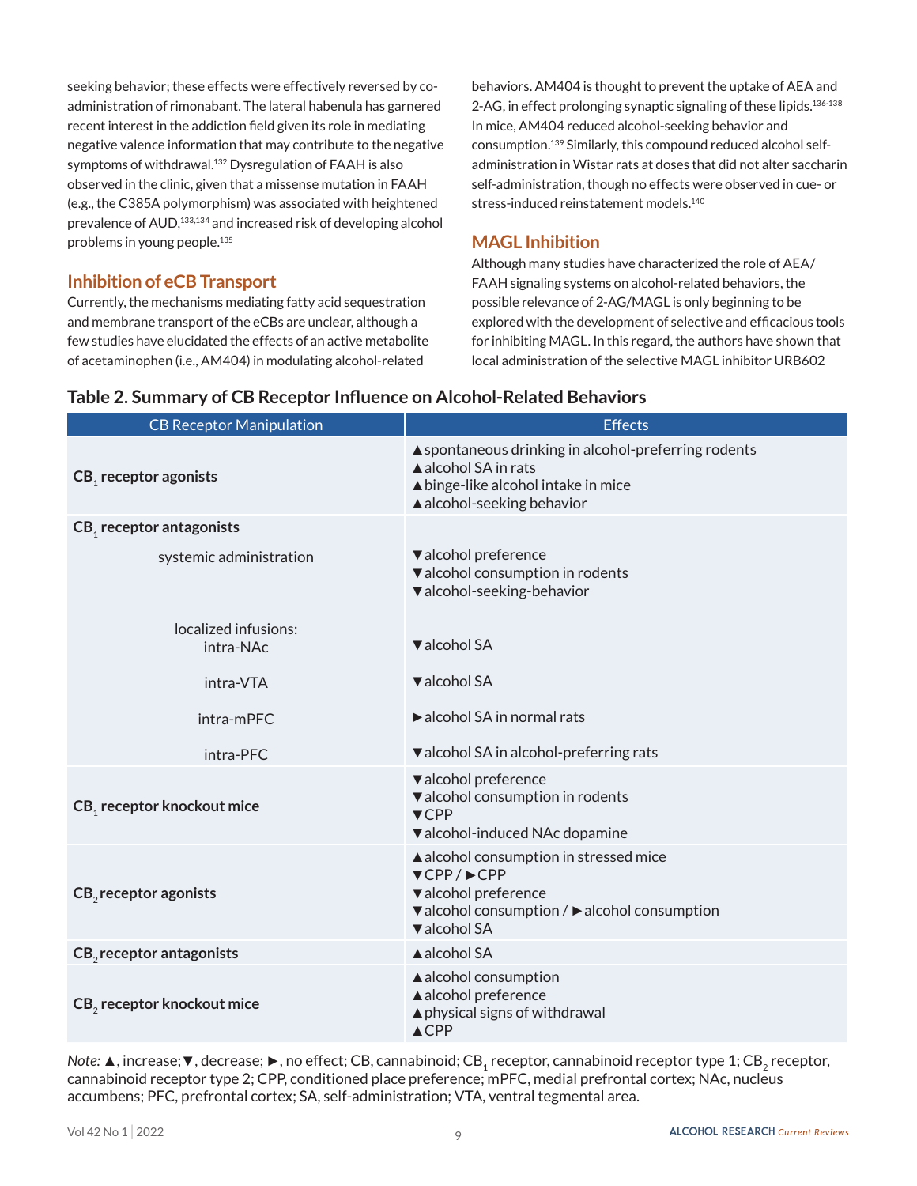seeking behavior; these effects were effectively reversed by co-administration of rimonabant. The lateral habenula has garnered recent interest in the addiction field given its role in mediating negative valence information that may contribute to the negative symptoms of withdrawal.[132] Dysregulation of FAAH is also observed in the clinic, given that a missense mutation in FAAH (e.g., the C385A polymorphism) was associated with heightened prevalence of AUD,[133,134] and increased risk of developing alcohol problems in young people.[135]

## Inhibition of eCB Transport

Currently, the mechanisms mediating fatty acid sequestration and membrane transport of the eCBs are unclear, although a few studies have elucidated the effects of an active metabolite of acetaminophen (i.e., AM404) in modulating alcohol-related behaviors. AM404 is thought to prevent the uptake of AEA and 2-AG, in effect prolonging synaptic signaling of these lipids.[136-138] In mice, AM404 reduced alcohol-seeking behavior and consumption.[139] Similarly, this compound reduced alcohol self-administration in Wistar rats at doses that did not alter saccharin self-administration, though no effects were observed in cue- or stress-induced reinstatement models.[140]

## MAGL Inhibition

Although many studies have characterized the role of AEA/FAAH signaling systems on alcohol-related behaviors, the possible relevance of 2-AG/MAGL is only beginning to be explored with the development of selective and efficacious tools for inhibiting MAGL. In this regard, the authors have shown that local administration of the selective MAGL inhibitor URB602

### Table 2. Summary of CB Receptor Influence on Alcohol-Related Behaviors

| CB Receptor Manipulation | Effects |
|---|---|
| **$CB_1$ receptor agonists** | ▲spontaneous drinking in alcohol-preferring rodents<br>▲alcohol SA in rats<br>▲binge-like alcohol intake in mice<br>▲alcohol-seeking behavior |
| **$CB_1$ receptor antagonists** | |
| systemic administration | ▼alcohol preference<br>▼alcohol consumption in rodents<br>▼alcohol-seeking-behavior |
| localized infusions:<br>intra-NAc | ▼alcohol SA |
| intra-VTA | ▼alcohol SA |
| intra-mPFC | ►alcohol SA in normal rats |
| intra-PFC | ▼alcohol SA in alcohol-preferring rats |
| **$CB_1$ receptor knockout mice** | ▼alcohol preference<br>▼alcohol consumption in rodents<br>▼CPP<br>▼alcohol-induced NAc dopamine |
| **$CB_2$ receptor agonists** | ▲alcohol consumption in stressed mice<br>▼CPP / ►CPP<br>▼alcohol preference<br>▼alcohol consumption / ►alcohol consumption<br>▼alcohol SA |
| **$CB_2$ receptor antagonists** | ▲alcohol SA |
| **$CB_2$ receptor knockout mice** | ▲alcohol consumption<br>▲alcohol preference<br>▲physical signs of withdrawal<br>▲CPP |

*Note:* ▲, increase; ▼, decrease; ►, no effect; CB, cannabinoid; $CB_1$ receptor, cannabinoid receptor type 1; $CB_2$ receptor, cannabinoid receptor type 2; CPP, conditioned place preference; mPFC, medial prefrontal cortex; NAc, nucleus accumbens; PFC, prefrontal cortex; SA, self-administration; VTA, ventral tegmental area.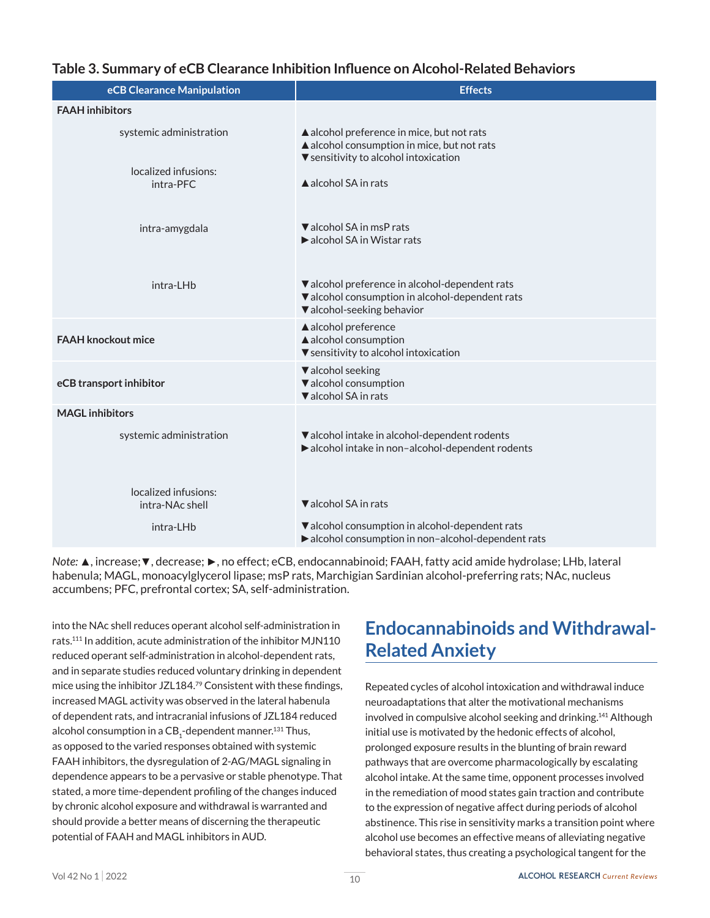### Table 3. Summary of eCB Clearance Inhibition Influence on Alcohol-Related Behaviors

| eCB Clearance Manipulation | Effects |
|---|---|
| **FAAH inhibitors** | |
| systemic administration | ▲alcohol preference in mice, but not rats<br>▲alcohol consumption in mice, but not rats<br>▼sensitivity to alcohol intoxication |
| localized infusions:<br>intra-PFC | ▲alcohol SA in rats |
| intra-amygdala | ▼alcohol SA in msP rats<br>►alcohol SA in Wistar rats |
| intra-LHb | ▼alcohol preference in alcohol-dependent rats<br>▼alcohol consumption in alcohol-dependent rats<br>▼alcohol-seeking behavior |
| **FAAH knockout mice** | ▲alcohol preference<br>▲alcohol consumption<br>▼sensitivity to alcohol intoxication |
| **eCB transport inhibitor** | ▼alcohol seeking<br>▼alcohol consumption<br>▼alcohol SA in rats |
| **MAGL inhibitors** | |
| systemic administration | ▼alcohol intake in alcohol-dependent rodents<br>►alcohol intake in non–alcohol-dependent rodents |
| localized infusions:<br>intra-NAc shell | ▼alcohol SA in rats |
| intra-LHb | ▼alcohol consumption in alcohol-dependent rats<br>►alcohol consumption in non–alcohol-dependent rats |

*Note:* ▲, increase; ▼, decrease; ►, no effect; eCB, endocannabinoid; FAAH, fatty acid amide hydrolase; LHb, lateral habenula; MAGL, monoacylglycerol lipase; msP rats, Marchigian Sardinian alcohol-preferring rats; NAc, nucleus accumbens; PFC, prefrontal cortex; SA, self-administration.

into the NAc shell reduces operant alcohol self-administration in rats.[111] In addition, acute administration of the inhibitor MJN110 reduced operant self-administration in alcohol-dependent rats, and in separate studies reduced voluntary drinking in dependent mice using the inhibitor JZL184.[79] Consistent with these findings, increased MAGL activity was observed in the lateral habenula of dependent rats, and intracranial infusions of JZL184 reduced alcohol consumption in a $CB_1$-dependent manner.[131] Thus, as opposed to the varied responses obtained with systemic FAAH inhibitors, the dysregulation of 2-AG/MAGL signaling in dependence appears to be a pervasive or stable phenotype. That stated, a more time-dependent profiling of the changes induced by chronic alcohol exposure and withdrawal is warranted and should provide a better means of discerning the therapeutic potential of FAAH and MAGL inhibitors in AUD.

## Endocannabinoids and Withdrawal-Related Anxiety

Repeated cycles of alcohol intoxication and withdrawal induce neuroadaptations that alter the motivational mechanisms involved in compulsive alcohol seeking and drinking.[141] Although initial use is motivated by the hedonic effects of alcohol, prolonged exposure results in the blunting of brain reward pathways that are overcome pharmacologically by escalating alcohol intake. At the same time, opponent processes involved in the remediation of mood states gain traction and contribute to the expression of negative affect during periods of alcohol abstinence. This rise in sensitivity marks a transition point where alcohol use becomes an effective means of alleviating negative behavioral states, thus creating a psychological tangent for the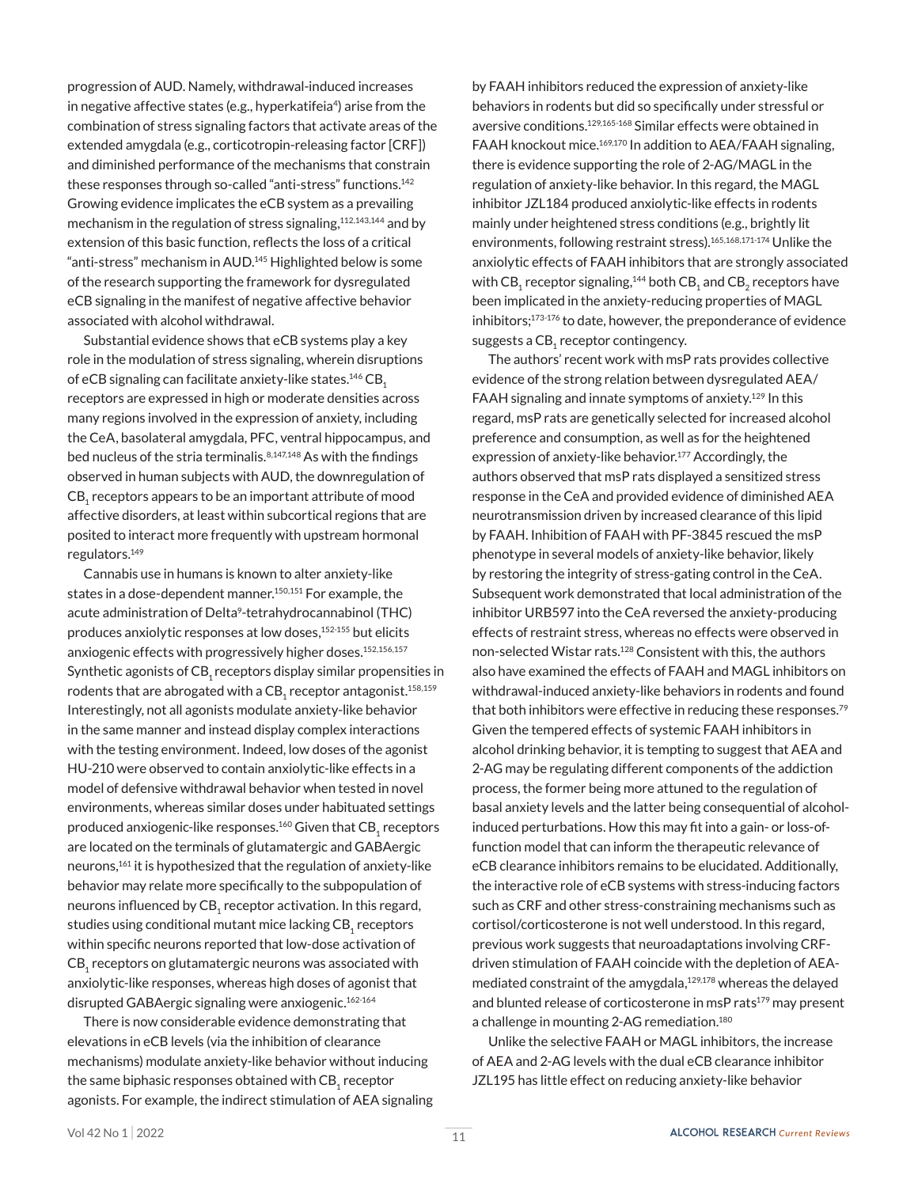progression of AUD. Namely, withdrawal-induced increases in negative affective states (e.g., hyperkatifeia[4]) arise from the combination of stress signaling factors that activate areas of the extended amygdala (e.g., corticotropin-releasing factor [CRF]) and diminished performance of the mechanisms that constrain these responses through so-called "anti-stress" functions.[142] Growing evidence implicates the eCB system as a prevailing mechanism in the regulation of stress signaling,[112,143,144] and by extension of this basic function, reflects the loss of a critical "anti-stress" mechanism in AUD.[145] Highlighted below is some of the research supporting the framework for dysregulated eCB signaling in the manifest of negative affective behavior associated with alcohol withdrawal.

Substantial evidence shows that eCB systems play a key role in the modulation of stress signaling, wherein disruptions of eCB signaling can facilitate anxiety-like states.[146] $CB_1$ receptors are expressed in high or moderate densities across many regions involved in the expression of anxiety, including the CeA, basolateral amygdala, PFC, ventral hippocampus, and bed nucleus of the stria terminalis.[8,147,148] As with the findings observed in human subjects with AUD, the downregulation of $CB_1$ receptors appears to be an important attribute of mood affective disorders, at least within subcortical regions that are posited to interact more frequently with upstream hormonal regulators.[149]

Cannabis use in humans is known to alter anxiety-like states in a dose-dependent manner.[150,151] For example, the acute administration of Delta[9]-tetrahydrocannabinol (THC) produces anxiolytic responses at low doses,[152-155] but elicits anxiogenic effects with progressively higher doses.[152,156,157] Synthetic agonists of $CB_1$ receptors display similar propensities in rodents that are abrogated with a $CB_1$ receptor antagonist.[158,159] Interestingly, not all agonists modulate anxiety-like behavior in the same manner and instead display complex interactions with the testing environment. Indeed, low doses of the agonist HU-210 were observed to contain anxiolytic-like effects in a model of defensive withdrawal behavior when tested in novel environments, whereas similar doses under habituated settings produced anxiogenic-like responses.[160] Given that $CB_1$ receptors are located on the terminals of glutamatergic and GABAergic neurons,[161] it is hypothesized that the regulation of anxiety-like behavior may relate more specifically to the subpopulation of neurons influenced by $CB_1$ receptor activation. In this regard, studies using conditional mutant mice lacking $CB_1$ receptors within specific neurons reported that low-dose activation of $CB_1$ receptors on glutamatergic neurons was associated with anxiolytic-like responses, whereas high doses of agonist that disrupted GABAergic signaling were anxiogenic.[162-164]

There is now considerable evidence demonstrating that elevations in eCB levels (via the inhibition of clearance mechanisms) modulate anxiety-like behavior without inducing the same biphasic responses obtained with $CB_1$ receptor agonists. For example, the indirect stimulation of AEA signaling by FAAH inhibitors reduced the expression of anxiety-like behaviors in rodents but did so specifically under stressful or aversive conditions.[129,165-168] Similar effects were obtained in FAAH knockout mice.[169,170] In addition to AEA/FAAH signaling, there is evidence supporting the role of 2-AG/MAGL in the regulation of anxiety-like behavior. In this regard, the MAGL inhibitor JZL184 produced anxiolytic-like effects in rodents mainly under heightened stress conditions (e.g., brightly lit environments, following restraint stress).[165,168,171-174] Unlike the anxiolytic effects of FAAH inhibitors that are strongly associated with $CB_1$ receptor signaling,[144] both $CB_1$ and $CB_2$ receptors have been implicated in the anxiety-reducing properties of MAGL inhibitors;[173-176] to date, however, the preponderance of evidence suggests a $CB_1$ receptor contingency.

The authors' recent work with msP rats provides collective evidence of the strong relation between dysregulated AEA/FAAH signaling and innate symptoms of anxiety.[129] In this regard, msP rats are genetically selected for increased alcohol preference and consumption, as well as for the heightened expression of anxiety-like behavior.[177] Accordingly, the authors observed that msP rats displayed a sensitized stress response in the CeA and provided evidence of diminished AEA neurotransmission driven by increased clearance of this lipid by FAAH. Inhibition of FAAH with PF-3845 rescued the msP phenotype in several models of anxiety-like behavior, likely by restoring the integrity of stress-gating control in the CeA. Subsequent work demonstrated that local administration of the inhibitor URB597 into the CeA reversed the anxiety-producing effects of restraint stress, whereas no effects were observed in non-selected Wistar rats.[128] Consistent with this, the authors also have examined the effects of FAAH and MAGL inhibitors on withdrawal-induced anxiety-like behaviors in rodents and found that both inhibitors were effective in reducing these responses.[79] Given the tempered effects of systemic FAAH inhibitors in alcohol drinking behavior, it is tempting to suggest that AEA and 2-AG may be regulating different components of the addiction process, the former being more attuned to the regulation of basal anxiety levels and the latter being consequential of alcohol-induced perturbations. How this may fit into a gain- or loss-of-function model that can inform the therapeutic relevance of eCB clearance inhibitors remains to be elucidated. Additionally, the interactive role of eCB systems with stress-inducing factors such as CRF and other stress-constraining mechanisms such as cortisol/corticosterone is not well understood. In this regard, previous work suggests that neuroadaptations involving CRF-driven stimulation of FAAH coincide with the depletion of AEA-mediated constraint of the amygdala,[129,178] whereas the delayed and blunted release of corticosterone in msP rats[179] may present a challenge in mounting 2-AG remediation.[180]

Unlike the selective FAAH or MAGL inhibitors, the increase of AEA and 2-AG levels with the dual eCB clearance inhibitor JZL195 has little effect on reducing anxiety-like behavior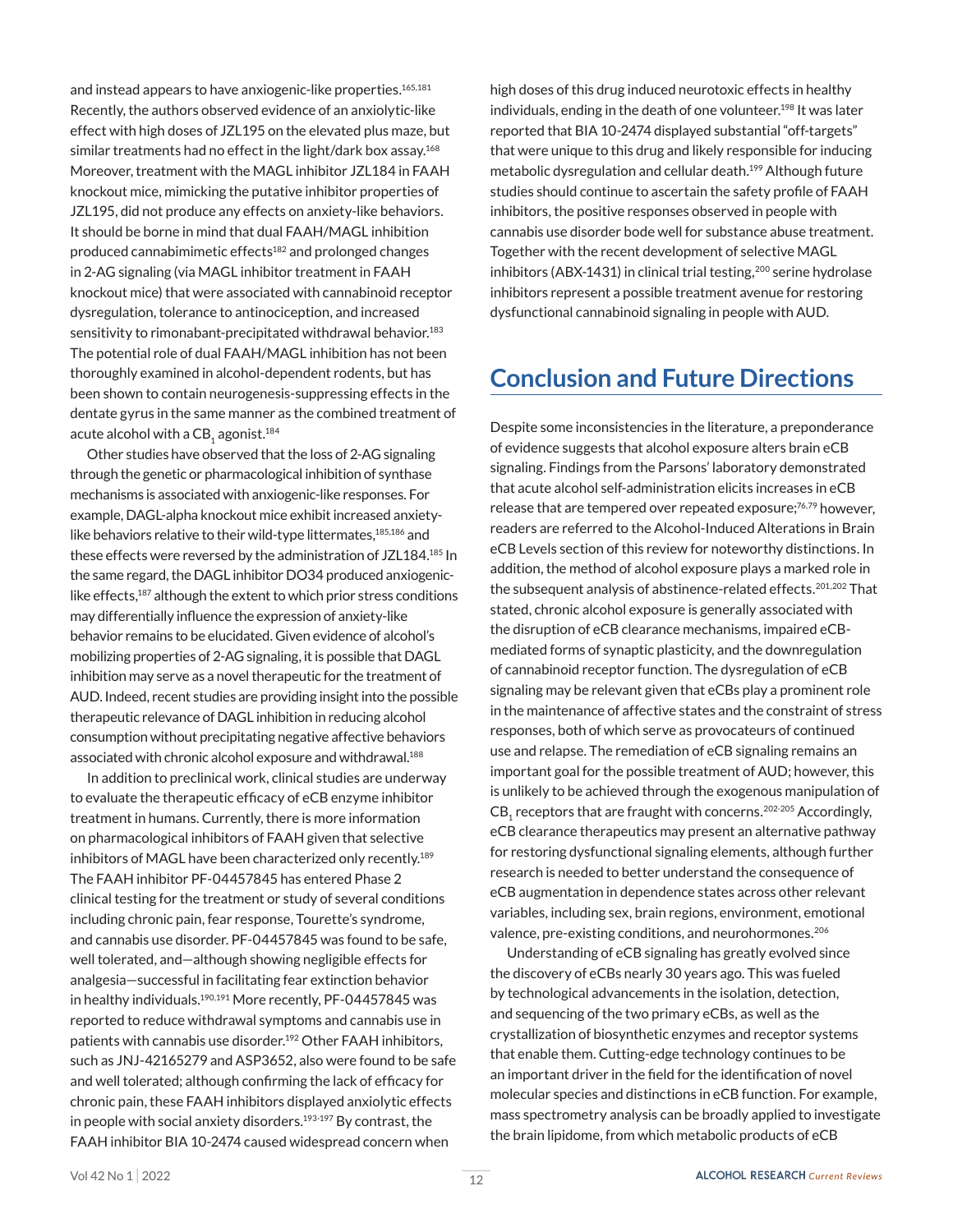and instead appears to have anxiogenic-like properties.[165,181] Recently, the authors observed evidence of an anxiolytic-like effect with high doses of JZL195 on the elevated plus maze, but similar treatments had no effect in the light/dark box assay.[168] Moreover, treatment with the MAGL inhibitor JZL184 in FAAH knockout mice, mimicking the putative inhibitor properties of JZL195, did not produce any effects on anxiety-like behaviors. It should be borne in mind that dual FAAH/MAGL inhibition produced cannabimimetic effects[182] and prolonged changes in 2-AG signaling (via MAGL inhibitor treatment in FAAH knockout mice) that were associated with cannabinoid receptor dysregulation, tolerance to antinociception, and increased sensitivity to rimonabant-precipitated withdrawal behavior.[183] The potential role of dual FAAH/MAGL inhibition has not been thoroughly examined in alcohol-dependent rodents, but has been shown to contain neurogenesis-suppressing effects in the dentate gyrus in the same manner as the combined treatment of acute alcohol with a $CB_1$ agonist.[184]

Other studies have observed that the loss of 2-AG signaling through the genetic or pharmacological inhibition of synthase mechanisms is associated with anxiogenic-like responses. For example, DAGL-alpha knockout mice exhibit increased anxiety-like behaviors relative to their wild-type littermates,[185,186] and these effects were reversed by the administration of JZL184.[185] In the same regard, the DAGL inhibitor DO34 produced anxiogenic-like effects,[187] although the extent to which prior stress conditions may differentially influence the expression of anxiety-like behavior remains to be elucidated. Given evidence of alcohol's mobilizing properties of 2-AG signaling, it is possible that DAGL inhibition may serve as a novel therapeutic for the treatment of AUD. Indeed, recent studies are providing insight into the possible therapeutic relevance of DAGL inhibition in reducing alcohol consumption without precipitating negative affective behaviors associated with chronic alcohol exposure and withdrawal.[188]

In addition to preclinical work, clinical studies are underway to evaluate the therapeutic efficacy of eCB enzyme inhibitor treatment in humans. Currently, there is more information on pharmacological inhibitors of FAAH given that selective inhibitors of MAGL have been characterized only recently.[189] The FAAH inhibitor PF-04457845 has entered Phase 2 clinical testing for the treatment or study of several conditions including chronic pain, fear response, Tourette's syndrome, and cannabis use disorder. PF-04457845 was found to be safe, well tolerated, and—although showing negligible effects for analgesia—successful in facilitating fear extinction behavior in healthy individuals.[190,191] More recently, PF-04457845 was reported to reduce withdrawal symptoms and cannabis use in patients with cannabis use disorder.[192] Other FAAH inhibitors, such as JNJ-42165279 and ASP3652, also were found to be safe and well tolerated; although confirming the lack of efficacy for chronic pain, these FAAH inhibitors displayed anxiolytic effects in people with social anxiety disorders.[193-197] By contrast, the FAAH inhibitor BIA 10-2474 caused widespread concern when high doses of this drug induced neurotoxic effects in healthy individuals, ending in the death of one volunteer.[198] It was later reported that BIA 10-2474 displayed substantial "off-targets" that were unique to this drug and likely responsible for inducing metabolic dysregulation and cellular death.[199] Although future studies should continue to ascertain the safety profile of FAAH inhibitors, the positive responses observed in people with cannabis use disorder bode well for substance abuse treatment. Together with the recent development of selective MAGL inhibitors (ABX-1431) in clinical trial testing,[200] serine hydrolase inhibitors represent a possible treatment avenue for restoring dysfunctional cannabinoid signaling in people with AUD.

## Conclusion and Future Directions

Despite some inconsistencies in the literature, a preponderance of evidence suggests that alcohol exposure alters brain eCB signaling. Findings from the Parsons' laboratory demonstrated that acute alcohol self-administration elicits increases in eCB release that are tempered over repeated exposure;[76,79] however, readers are referred to the Alcohol-Induced Alterations in Brain eCB Levels section of this review for noteworthy distinctions. In addition, the method of alcohol exposure plays a marked role in the subsequent analysis of abstinence-related effects.[201,202] That stated, chronic alcohol exposure is generally associated with the disruption of eCB clearance mechanisms, impaired eCB-mediated forms of synaptic plasticity, and the downregulation of cannabinoid receptor function. The dysregulation of eCB signaling may be relevant given that eCBs play a prominent role in the maintenance of affective states and the constraint of stress responses, both of which serve as provocateurs of continued use and relapse. The remediation of eCB signaling remains an important goal for the possible treatment of AUD; however, this is unlikely to be achieved through the exogenous manipulation of $CB_1$ receptors that are fraught with concerns.[202-205] Accordingly, eCB clearance therapeutics may present an alternative pathway for restoring dysfunctional signaling elements, although further research is needed to better understand the consequence of eCB augmentation in dependence states across other relevant variables, including sex, brain regions, environment, emotional valence, pre-existing conditions, and neurohormones.[206]

Understanding of eCB signaling has greatly evolved since the discovery of eCBs nearly 30 years ago. This was fueled by technological advancements in the isolation, detection, and sequencing of the two primary eCBs, as well as the crystallization of biosynthetic enzymes and receptor systems that enable them. Cutting-edge technology continues to be an important driver in the field for the identification of novel molecular species and distinctions in eCB function. For example, mass spectrometry analysis can be broadly applied to investigate the brain lipidome, from which metabolic products of eCB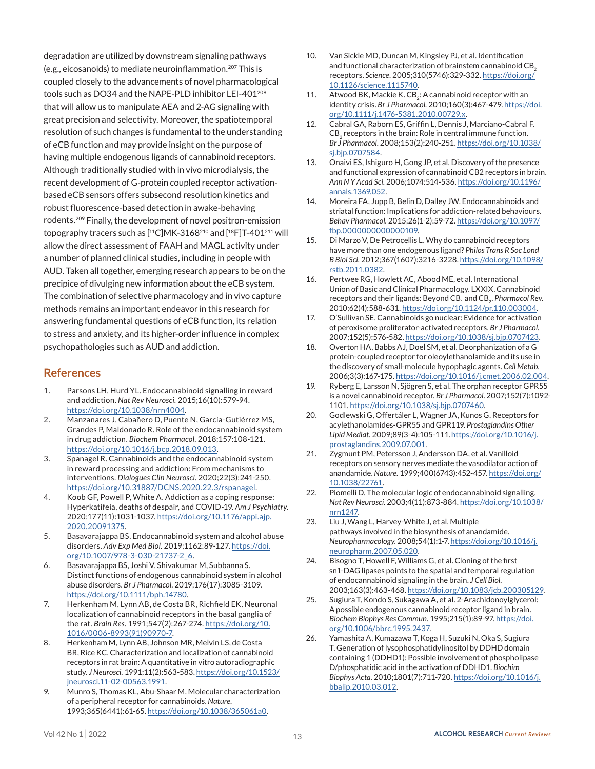degradation are utilized by downstream signaling pathways (e.g., eicosanoids) to mediate neuroinflammation.[207] This is coupled closely to the advancements of novel pharmacological tools such as DO34 and the NAPE-PLD inhibitor LEI-401[208] that will allow us to manipulate AEA and 2-AG signaling with great precision and selectivity. Moreover, the spatiotemporal resolution of such changes is fundamental to the understanding of eCB function and may provide insight on the purpose of having multiple endogenous ligands of cannabinoid receptors. Although traditionally studied with in vivo microdialysis, the recent development of G-protein coupled receptor activation-based eCB sensors offers subsecond resolution kinetics and robust fluorescence-based detection in awake-behaving rodents.[209] Finally, the development of novel positron-emission topography tracers such as [$^{11}$C]MK-3168[210] and [$^{18}$F]T-401[211] will allow the direct assessment of FAAH and MAGL activity under a number of planned clinical studies, including in people with AUD. Taken all together, emerging research appears to be on the precipice of divulging new information about the eCB system. The combination of selective pharmacology and in vivo capture methods remains an important endeavor in this research for answering fundamental questions of eCB function, its relation to stress and anxiety, and its higher-order influence in complex psychopathologies such as AUD and addiction.

## References

1. Parsons LH, Hurd YL. Endocannabinoid signalling in reward and addiction. *Nat Rev Neurosci.* 2015;16(10):579-94. https://doi.org/10.1038/nrn4004.
2. Manzanares J, Cabañero D, Puente N, García-Gutiérrez MS, Grandes P, Maldonado R. Role of the endocannabinoid system in drug addiction. *Biochem Pharmacol.* 2018;157:108-121. https://doi.org/10.1016/j.bcp.2018.09.013.
3. Spanagel R. Cannabinoids and the endocannabinoid system in reward processing and addiction: From mechanisms to interventions. *Dialogues Clin Neurosci.* 2020;22(3):241-250. https://doi.org/10.31887/DCNS.2020.22.3/rspanagel.
4. Koob GF, Powell P, White A. Addiction as a coping response: Hyperkatifeia, deaths of despair, and COVID-19. *Am J Psychiatry.* 2020;177(11):1031-1037. https://doi.org/10.1176/appi.ajp.2020.20091375.
5. Basavarajappa BS. Endocannabinoid system and alcohol abuse disorders. *Adv Exp Med Biol.* 2019;1162:89-127. https://doi.org/10.1007/978-3-030-21737-2_6.
6. Basavarajappa BS, Joshi V, Shivakumar M, Subbanna S. Distinct functions of endogenous cannabinoid system in alcohol abuse disorders. *Br J Pharmacol.* 2019;176(17):3085-3109. https://doi.org/10.1111/bph.14780.
7. Herkenham M, Lynn AB, de Costa BR, Richfield EK. Neuronal localization of cannabinoid receptors in the basal ganglia of the rat. *Brain Res.* 1991;547(2):267-274. https://doi.org/10.1016/0006-8993(91)90970-7.
8. Herkenham M, Lynn AB, Johnson MR, Melvin LS, de Costa BR, Rice KC. Characterization and localization of cannabinoid receptors in rat brain: A quantitative in vitro autoradiographic study. *J Neurosci.* 1991;11(2):563-583. https://doi.org/10.1523/jneurosci.11-02-00563.1991.
9. Munro S, Thomas KL, Abu-Shaar M. Molecular characterization of a peripheral receptor for cannabinoids. *Nature.* 1993;365(6441):61-65. https://doi.org/10.1038/365061a0.
10. Van Sickle MD, Duncan M, Kingsley PJ, et al. Identification and functional characterization of brainstem cannabinoid $CB_2$ receptors. *Science.* 2005;310(5746):329-332. https://doi.org/10.1126/science.1115740.
11. Atwood BK, Mackie K. $CB_2$: A cannabinoid receptor with an identity crisis. *Br J Pharmacol.* 2010;160(3):467-479. https://doi.org/10.1111/j.1476-5381.2010.00729.x.
12. Cabral GA, Raborn ES, Griffin L, Dennis J, Marciano-Cabral F. $CB_2$ receptors in the brain: Role in central immune function. *Br J Pharmacol.* 2008;153(2):240-251. https://doi.org/10.1038/sj.bjp.0707584.
13. Onaivi ES, Ishiguro H, Gong JP, et al. Discovery of the presence and functional expression of cannabinoid CB2 receptors in brain. *Ann N Y Acad Sci.* 2006;1074:514-536. https://doi.org/10.1196/annals.1369.052.
14. Moreira FA, Jupp B, Belin D, Dalley JW. Endocannabinoids and striatal function: Implications for addiction-related behaviours. *Behav Pharmacol.* 2015;26(1-2):59-72. https://doi.org/10.1097/fbp.0000000000000109.
15. Di Marzo V, De Petrocellis L. Why do cannabinoid receptors have more than one endogenous ligand? *Philos Trans R Soc Lond B Biol Sci.* 2012;367(1607):3216-3228. https://doi.org/10.1098/rstb.2011.0382.
16. Pertwee RG, Howlett AC, Abood ME, et al. International Union of Basic and Clinical Pharmacology. LXXIX. Cannabinoid receptors and their ligands: Beyond $CB_1$ and $CB_2$. *Pharmacol Rev.* 2010;62(4):588-631. https://doi.org/10.1124/pr.110.003004.
17. O'Sullivan SE. Cannabinoids go nuclear: Evidence for activation of peroxisome proliferator-activated receptors. *Br J Pharmacol.* 2007;152(5):576-582. https://doi.org/10.1038/sj.bjp.0707423.
18. Overton HA, Babbs AJ, Doel SM, et al. Deorphanization of a G protein-coupled receptor for oleoylethanolamide and its use in the discovery of small-molecule hypophagic agents. *Cell Metab.* 2006;3(3):167-175. https://doi.org/10.1016/j.cmet.2006.02.004.
19. Ryberg E, Larsson N, Sjögren S, et al. The orphan receptor GPR55 is a novel cannabinoid receptor. *Br J Pharmacol.* 2007;152(7):1092-1101. https://doi.org/10.1038/sj.bjp.0707460.
20. Godlewski G, Offertáler L, Wagner JA, Kunos G. Receptors for acylethanolamides-GPR55 and GPR119. *Prostaglandins Other Lipid Mediat.* 2009;89(3-4):105-111. https://doi.org/10.1016/j.prostaglandins.2009.07.001.
21. Zygmunt PM, Petersson J, Andersson DA, et al. Vanilloid receptors on sensory nerves mediate the vasodilator action of anandamide. *Nature.* 1999;400(6743):452-457. https://doi.org/10.1038/22761.
22. Piomelli D. The molecular logic of endocannabinoid signalling. *Nat Rev Neurosci.* 2003;4(11):873-884. https://doi.org/10.1038/nrn1247.
23. Liu J, Wang L, Harvey-White J, et al. Multiple pathways involved in the biosynthesis of anandamide. *Neuropharmacology.* 2008;54(1):1-7. https://doi.org/10.1016/j.neuropharm.2007.05.020.
24. Bisogno T, Howell F, Williams G, et al. Cloning of the first sn1-DAG lipases points to the spatial and temporal regulation of endocannabinoid signaling in the brain. *J Cell Biol.* 2003;163(3):463-468. https://doi.org/10.1083/jcb.200305129.
25. Sugiura T, Kondo S, Sukagawa A, et al. 2-Arachidonoylglycerol: A possible endogenous cannabinoid receptor ligand in brain. *Biochem Biophys Res Commun.* 1995;215(1):89-97. https://doi.org/10.1006/bbrc.1995.2437.
26. Yamashita A, Kumazawa T, Koga H, Suzuki N, Oka S, Sugiura T. Generation of lysophosphatidylinositol by DDHD domain containing 1 (DDHD1): Possible involvement of phospholipase D/phosphatidic acid in the activation of DDHD1. *Biochim Biophys Acta.* 2010;1801(7):711-720. https://doi.org/10.1016/j.bbalip.2010.03.012.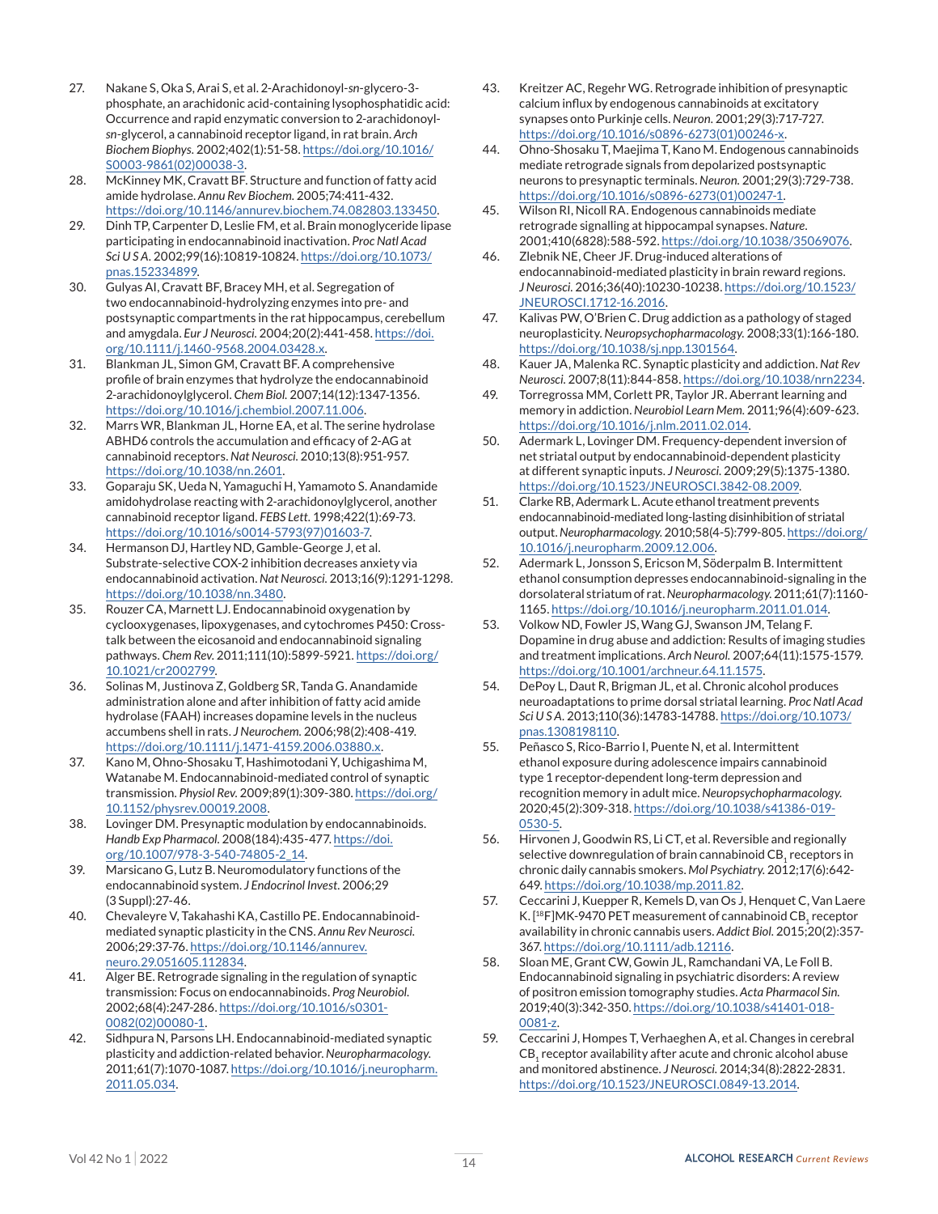27. Nakane S, Oka S, Arai S, et al. 2-Arachidonoyl-*sn*-glycero-3-phosphate, an arachidonic acid-containing lysophosphatidic acid: Occurrence and rapid enzymatic conversion to 2-arachidonoyl-*sn*-glycerol, a cannabinoid receptor ligand, in rat brain. *Arch Biochem Biophys.* 2002;402(1):51-58. https://doi.org/10.1016/S0003-9861(02)00038-3.
28. McKinney MK, Cravatt BF. Structure and function of fatty acid amide hydrolase. *Annu Rev Biochem.* 2005;74:411-432. https://doi.org/10.1146/annurev.biochem.74.082803.133450.
29. Dinh TP, Carpenter D, Leslie FM, et al. Brain monoglyceride lipase participating in endocannabinoid inactivation. *Proc Natl Acad Sci U S A.* 2002;99(16):10819-10824. https://doi.org/10.1073/pnas.152334899.
30. Gulyas AI, Cravatt BF, Bracey MH, et al. Segregation of two endocannabinoid-hydrolyzing enzymes into pre- and postsynaptic compartments in the rat hippocampus, cerebellum and amygdala. *Eur J Neurosci.* 2004;20(2):441-458. https://doi.org/10.1111/j.1460-9568.2004.03428.x.
31. Blankman JL, Simon GM, Cravatt BF. A comprehensive profile of brain enzymes that hydrolyze the endocannabinoid 2-arachidonoylglycerol. *Chem Biol.* 2007;14(12):1347-1356. https://doi.org/10.1016/j.chembiol.2007.11.006.
32. Marrs WR, Blankman JL, Horne EA, et al. The serine hydrolase ABHD6 controls the accumulation and efficacy of 2-AG at cannabinoid receptors. *Nat Neurosci.* 2010;13(8):951-957. https://doi.org/10.1038/nn.2601.
33. Goparaju SK, Ueda N, Yamaguchi H, Yamamoto S. Anandamide amidohydrolase reacting with 2-arachidonoylglycerol, another cannabinoid receptor ligand. *FEBS Lett.* 1998;422(1):69-73. https://doi.org/10.1016/s0014-5793(97)01603-7.
34. Hermanson DJ, Hartley ND, Gamble-George J, et al. Substrate-selective COX-2 inhibition decreases anxiety via endocannabinoid activation. *Nat Neurosci.* 2013;16(9):1291-1298. https://doi.org/10.1038/nn.3480.
35. Rouzer CA, Marnett LJ. Endocannabinoid oxygenation by cyclooxygenases, lipoxygenases, and cytochromes P450: Cross-talk between the eicosanoid and endocannabinoid signaling pathways. *Chem Rev.* 2011;111(10):5899-5921. https://doi.org/10.1021/cr2002799.
36. Solinas M, Justinova Z, Goldberg SR, Tanda G. Anandamide administration alone and after inhibition of fatty acid amide hydrolase (FAAH) increases dopamine levels in the nucleus accumbens shell in rats. *J Neurochem.* 2006;98(2):408-419. https://doi.org/10.1111/j.1471-4159.2006.03880.x.
37. Kano M, Ohno-Shosaku T, Hashimotodani Y, Uchigashima M, Watanabe M. Endocannabinoid-mediated control of synaptic transmission. *Physiol Rev.* 2009;89(1):309-380. https://doi.org/10.1152/physrev.00019.2008.
38. Lovinger DM. Presynaptic modulation by endocannabinoids. *Handb Exp Pharmacol.* 2008(184):435-477. https://doi.org/10.1007/978-3-540-74805-2_14.
39. Marsicano G, Lutz B. Neuromodulatory functions of the endocannabinoid system. *J Endocrinol Invest.* 2006;29 (3 Suppl):27-46.
40. Chevaleyre V, Takahashi KA, Castillo PE. Endocannabinoid-mediated synaptic plasticity in the CNS. *Annu Rev Neurosci.* 2006;29:37-76. https://doi.org/10.1146/annurev.neuro.29.051605.112834.
41. Alger BE. Retrograde signaling in the regulation of synaptic transmission: Focus on endocannabinoids. *Prog Neurobiol.* 2002;68(4):247-286. https://doi.org/10.1016/s0301-0082(02)00080-1.
42. Sidhpura N, Parsons LH. Endocannabinoid-mediated synaptic plasticity and addiction-related behavior. *Neuropharmacology.* 2011;61(7):1070-1087. https://doi.org/10.1016/j.neuropharm.2011.05.034.
43. Kreitzer AC, Regehr WG. Retrograde inhibition of presynaptic calcium influx by endogenous cannabinoids at excitatory synapses onto Purkinje cells. *Neuron.* 2001;29(3):717-727. https://doi.org/10.1016/s0896-6273(01)00246-x.
44. Ohno-Shosaku T, Maejima T, Kano M. Endogenous cannabinoids mediate retrograde signals from depolarized postsynaptic neurons to presynaptic terminals. *Neuron.* 2001;29(3):729-738. https://doi.org/10.1016/s0896-6273(01)00247-1.
45. Wilson RI, Nicoll RA. Endogenous cannabinoids mediate retrograde signalling at hippocampal synapses. *Nature.* 2001;410(6828):588-592. https://doi.org/10.1038/35069076.
46. Zlebnik NE, Cheer JF. Drug-induced alterations of endocannabinoid-mediated plasticity in brain reward regions. *J Neurosci.* 2016;36(40):10230-10238. https://doi.org/10.1523/JNEUROSCI.1712-16.2016.
47. Kalivas PW, O'Brien C. Drug addiction as a pathology of staged neuroplasticity. *Neuropsychopharmacology.* 2008;33(1):166-180. https://doi.org/10.1038/sj.npp.1301564.
48. Kauer JA, Malenka RC. Synaptic plasticity and addiction. *Nat Rev Neurosci.* 2007;8(11):844-858. https://doi.org/10.1038/nrn2234.
49. Torregrossa MM, Corlett PR, Taylor JR. Aberrant learning and memory in addiction. *Neurobiol Learn Mem.* 2011;96(4):609-623. https://doi.org/10.1016/j.nlm.2011.02.014.
50. Adermark L, Lovinger DM. Frequency-dependent inversion of net striatal output by endocannabinoid-dependent plasticity at different synaptic inputs. *J Neurosci.* 2009;29(5):1375-1380. https://doi.org/10.1523/JNEUROSCI.3842-08.2009.
51. Clarke RB, Adermark L. Acute ethanol treatment prevents endocannabinoid-mediated long-lasting disinhibition of striatal output. *Neuropharmacology.* 2010;58(4-5):799-805. https://doi.org/10.1016/j.neuropharm.2009.12.006.
52. Adermark L, Jonsson S, Ericson M, Söderpalm B. Intermittent ethanol consumption depresses endocannabinoid-signaling in the dorsolateral striatum of rat. *Neuropharmacology.* 2011;61(7):1160-1165. https://doi.org/10.1016/j.neuropharm.2011.01.014.
53. Volkow ND, Fowler JS, Wang GJ, Swanson JM, Telang F. Dopamine in drug abuse and addiction: Results of imaging studies and treatment implications. *Arch Neurol.* 2007;64(11):1575-1579. https://doi.org/10.1001/archneur.64.11.1575.
54. DePoy L, Daut R, Brigman JL, et al. Chronic alcohol produces neuroadaptations to prime dorsal striatal learning. *Proc Natl Acad Sci U S A.* 2013;110(36):14783-14788. https://doi.org/10.1073/pnas.1308198110.
55. Peñasco S, Rico-Barrio I, Puente N, et al. Intermittent ethanol exposure during adolescence impairs cannabinoid type 1 receptor-dependent long-term depression and recognition memory in adult mice. *Neuropsychopharmacology.* 2020;45(2):309-318. https://doi.org/10.1038/s41386-019-0530-5.
56. Hirvonen J, Goodwin RS, Li CT, et al. Reversible and regionally selective downregulation of brain cannabinoid $CB_1$ receptors in chronic daily cannabis smokers. *Mol Psychiatry.* 2012;17(6):642-649. https://doi.org/10.1038/mp.2011.82.
57. Ceccarini J, Kuepper R, Kemels D, van Os J, Henquet C, Van Laere K. [$^{18}$F]MK-9470 PET measurement of cannabinoid $CB_1$ receptor availability in chronic cannabis users. *Addict Biol.* 2015;20(2):357-367. https://doi.org/10.1111/adb.12116.
58. Sloan ME, Grant CW, Gowin JL, Ramchandani VA, Le Foll B. Endocannabinoid signaling in psychiatric disorders: A review of positron emission tomography studies. *Acta Pharmacol Sin.* 2019;40(3):342-350. https://doi.org/10.1038/s41401-018-0081-z.
59. Ceccarini J, Hompes T, Verhaeghen A, et al. Changes in cerebral $CB_1$ receptor availability after acute and chronic alcohol abuse and monitored abstinence. *J Neurosci.* 2014;34(8):2822-2831. https://doi.org/10.1523/JNEUROSCI.0849-13.2014.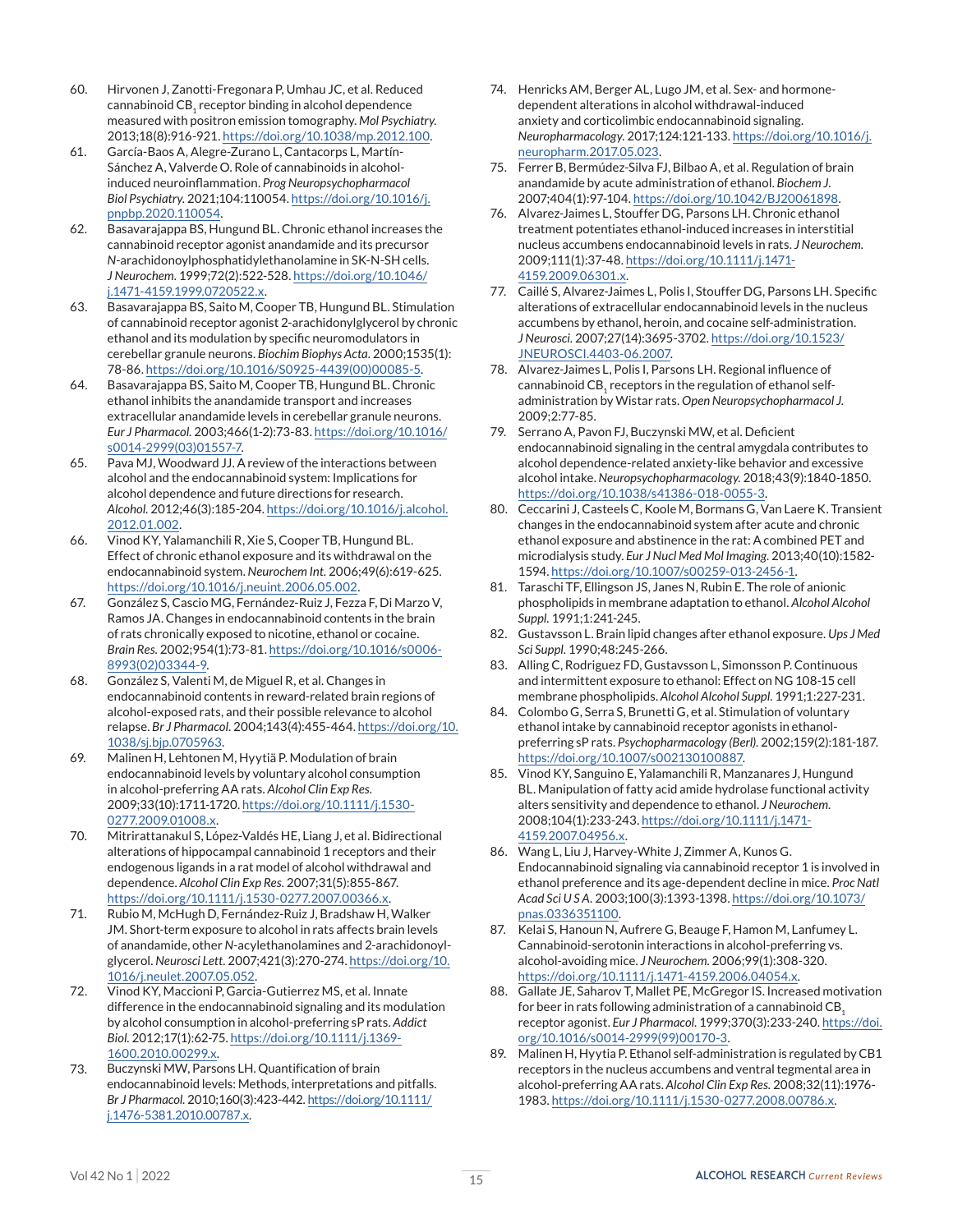60. Hirvonen J, Zanotti-Fregonara P, Umhau JC, et al. Reduced cannabinoid $CB_1$ receptor binding in alcohol dependence measured with positron emission tomography. *Mol Psychiatry.* 2013;18(8):916-921. https://doi.org/10.1038/mp.2012.100.
61. García-Baos A, Alegre-Zurano L, Cantacorps L, Martín-Sánchez A, Valverde O. Role of cannabinoids in alcohol-induced neuroinflammation. *Prog Neuropsychopharmacol Biol Psychiatry.* 2021;104:110054. https://doi.org/10.1016/j.pnpbp.2020.110054.
62. Basavarajappa BS, Hungund BL. Chronic ethanol increases the cannabinoid receptor agonist anandamide and its precursor *N*-arachidonoylphosphatidylethanolamine in SK-N-SH cells. *J Neurochem.* 1999;72(2):522-528. https://doi.org/10.1046/j.1471-4159.1999.0720522.x.
63. Basavarajappa BS, Saito M, Cooper TB, Hungund BL. Stimulation of cannabinoid receptor agonist 2-arachidonylglycerol by chronic ethanol and its modulation by specific neuromodulators in cerebellar granule neurons. *Biochim Biophys Acta.* 2000;1535(1):78-86. https://doi.org/10.1016/S0925-4439(00)00085-5.
64. Basavarajappa BS, Saito M, Cooper TB, Hungund BL. Chronic ethanol inhibits the anandamide transport and increases extracellular anandamide levels in cerebellar granule neurons. *Eur J Pharmacol.* 2003;466(1-2):73-83. https://doi.org/10.1016/s0014-2999(03)01557-7.
65. Pava MJ, Woodward JJ. A review of the interactions between alcohol and the endocannabinoid system: Implications for alcohol dependence and future directions for research. *Alcohol.* 2012;46(3):185-204. https://doi.org/10.1016/j.alcohol.2012.01.002.
66. Vinod KY, Yalamanchili R, Xie S, Cooper TB, Hungund BL. Effect of chronic ethanol exposure and its withdrawal on the endocannabinoid system. *Neurochem Int.* 2006;49(6):619-625. https://doi.org/10.1016/j.neuint.2006.05.002.
67. González S, Cascio MG, Fernández-Ruiz J, Fezza F, Di Marzo V, Ramos JA. Changes in endocannabinoid contents in the brain of rats chronically exposed to nicotine, ethanol or cocaine. *Brain Res.* 2002;954(1):73-81. https://doi.org/10.1016/s0006-8993(02)03344-9.
68. González S, Valenti M, de Miguel R, et al. Changes in endocannabinoid contents in reward-related brain regions of alcohol-exposed rats, and their possible relevance to alcohol relapse. *Br J Pharmacol.* 2004;143(4):455-464. https://doi.org/10.1038/sj.bjp.0705963.
69. Malinen H, Lehtonen M, Hyytiä P. Modulation of brain endocannabinoid levels by voluntary alcohol consumption in alcohol-preferring AA rats. *Alcohol Clin Exp Res.* 2009;33(10):1711-1720. https://doi.org/10.1111/j.1530-0277.2009.01008.x.
70. Mitrirattanakul S, López-Valdés HE, Liang J, et al. Bidirectional alterations of hippocampal cannabinoid 1 receptors and their endogenous ligands in a rat model of alcohol withdrawal and dependence. *Alcohol Clin Exp Res.* 2007;31(5):855-867. https://doi.org/10.1111/j.1530-0277.2007.00366.x.
71. Rubio M, McHugh D, Fernández-Ruiz J, Bradshaw H, Walker JM. Short-term exposure to alcohol in rats affects brain levels of anandamide, other *N*-acylethanolamines and 2-arachidonoyl-glycerol. *Neurosci Lett.* 2007;421(3):270-274. https://doi.org/10.1016/j.neulet.2007.05.052.
72. Vinod KY, Maccioni P, Garcia-Gutierrez MS, et al. Innate difference in the endocannabinoid signaling and its modulation by alcohol consumption in alcohol-preferring sP rats. *Addict Biol.* 2012;17(1):62-75. https://doi.org/10.1111/j.1369-1600.2010.00299.x.
73. Buczynski MW, Parsons LH. Quantification of brain endocannabinoid levels: Methods, interpretations and pitfalls. *Br J Pharmacol.* 2010;160(3):423-442. https://doi.org/10.1111/j.1476-5381.2010.00787.x.
74. Henricks AM, Berger AL, Lugo JM, et al. Sex- and hormone-dependent alterations in alcohol withdrawal-induced anxiety and corticolimbic endocannabinoid signaling. *Neuropharmacology.* 2017;124:121-133. https://doi.org/10.1016/j.neuropharm.2017.05.023.
75. Ferrer B, Bermúdez-Silva FJ, Bilbao A, et al. Regulation of brain anandamide by acute administration of ethanol. *Biochem J.* 2007;404(1):97-104. https://doi.org/10.1042/BJ20061898.
76. Alvarez-Jaimes L, Stouffer DG, Parsons LH. Chronic ethanol treatment potentiates ethanol-induced increases in interstitial nucleus accumbens endocannabinoid levels in rats. *J Neurochem.* 2009;111(1):37-48. https://doi.org/10.1111/j.1471-4159.2009.06301.x.
77. Caillé S, Alvarez-Jaimes L, Polis I, Stouffer DG, Parsons LH. Specific alterations of extracellular endocannabinoid levels in the nucleus accumbens by ethanol, heroin, and cocaine self-administration. *J Neurosci.* 2007;27(14):3695-3702. https://doi.org/10.1523/JNEUROSCI.4403-06.2007.
78. Alvarez-Jaimes L, Polis I, Parsons LH. Regional influence of cannabinoid $CB_1$ receptors in the regulation of ethanol self-administration by Wistar rats. *Open Neuropsychopharmacol J.* 2009;2:77-85.
79. Serrano A, Pavon FJ, Buczynski MW, et al. Deficient endocannabinoid signaling in the central amygdala contributes to alcohol dependence-related anxiety-like behavior and excessive alcohol intake. *Neuropsychopharmacology.* 2018;43(9):1840-1850. https://doi.org/10.1038/s41386-018-0055-3.
80. Ceccarini J, Casteels C, Koole M, Bormans G, Van Laere K. Transient changes in the endocannabinoid system after acute and chronic ethanol exposure and abstinence in the rat: A combined PET and microdialysis study. *Eur J Nucl Med Mol Imaging.* 2013;40(10):1582-1594. https://doi.org/10.1007/s00259-013-2456-1.
81. Taraschi TF, Ellingson JS, Janes N, Rubin E. The role of anionic phospholipids in membrane adaptation to ethanol. *Alcohol Alcohol Suppl.* 1991;1:241-245.
82. Gustavsson L. Brain lipid changes after ethanol exposure. *Ups J Med Sci Suppl.* 1990;48:245-266.
83. Alling C, Rodriguez FD, Gustavsson L, Simonsson P. Continuous and intermittent exposure to ethanol: Effect on NG 108-15 cell membrane phospholipids. *Alcohol Alcohol Suppl.* 1991;1:227-231.
84. Colombo G, Serra S, Brunetti G, et al. Stimulation of voluntary ethanol intake by cannabinoid receptor agonists in ethanol-preferring sP rats. *Psychopharmacology (Berl).* 2002;159(2):181-187. https://doi.org/10.1007/s002130100887.
85. Vinod KY, Sanguino E, Yalamanchili R, Manzanares J, Hungund BL. Manipulation of fatty acid amide hydrolase functional activity alters sensitivity and dependence to ethanol. *J Neurochem.* 2008;104(1):233-243. https://doi.org/10.1111/j.1471-4159.2007.04956.x.
86. Wang L, Liu J, Harvey-White J, Zimmer A, Kunos G. Endocannabinoid signaling via cannabinoid receptor 1 is involved in ethanol preference and its age-dependent decline in mice. *Proc Natl Acad Sci U S A.* 2003;100(3):1393-1398. https://doi.org/10.1073/pnas.0336351100.
87. Kelai S, Hanoun N, Aufrere G, Beauge F, Hamon M, Lanfumey L. Cannabinoid-serotonin interactions in alcohol-preferring vs. alcohol-avoiding mice. *J Neurochem.* 2006;99(1):308-320. https://doi.org/10.1111/j.1471-4159.2006.04054.x.
88. Gallate JE, Saharov T, Mallet PE, McGregor IS. Increased motivation for beer in rats following administration of a cannabinoid $CB_1$ receptor agonist. *Eur J Pharmacol.* 1999;370(3):233-240. https://doi.org/10.1016/s0014-2999(99)00170-3.
89. Malinen H, Hyytia P. Ethanol self-administration is regulated by CB1 receptors in the nucleus accumbens and ventral tegmental area in alcohol-preferring AA rats. *Alcohol Clin Exp Res.* 2008;32(11):1976-1983. https://doi.org/10.1111/j.1530-0277.2008.00786.x.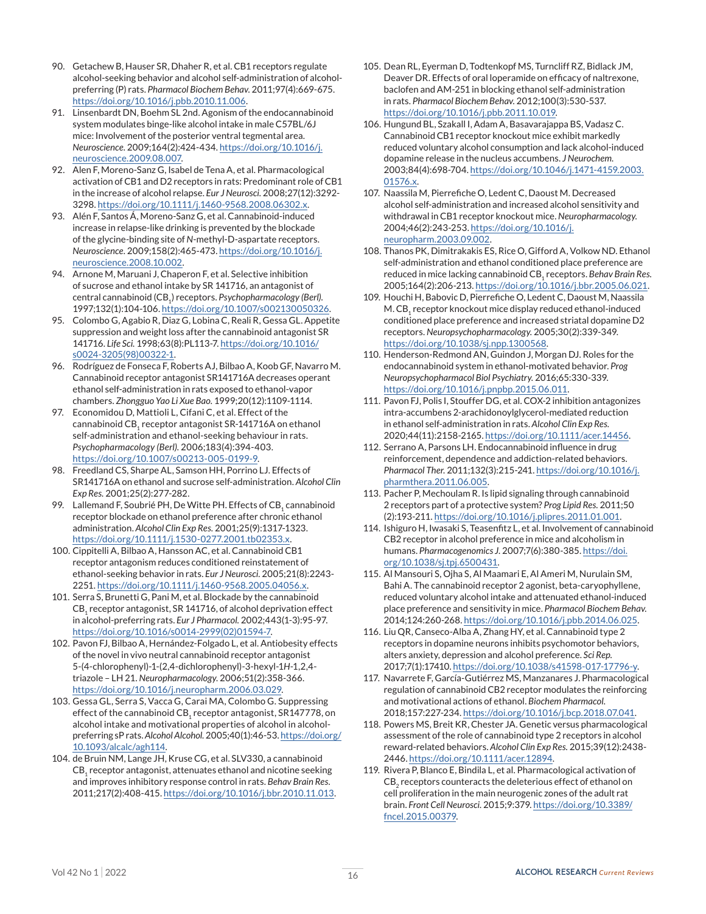90. Getachew B, Hauser SR, Dhaher R, et al. CB1 receptors regulate alcohol-seeking behavior and alcohol self-administration of alcohol-preferring (P) rats. *Pharmacol Biochem Behav.* 2011;97(4):669-675. https://doi.org/10.1016/j.pbb.2010.11.006.
91. Linsenbardt DN, Boehm SL 2nd. Agonism of the endocannabinoid system modulates binge-like alcohol intake in male C57BL/6J mice: Involvement of the posterior ventral tegmental area. *Neuroscience.* 2009;164(2):424-434. https://doi.org/10.1016/j.neuroscience.2009.08.007.
92. Alen F, Moreno-Sanz G, Isabel de Tena A, et al. Pharmacological activation of CB1 and D2 receptors in rats: Predominant role of CB1 in the increase of alcohol relapse. *Eur J Neurosci.* 2008;27(12):3292-3298. https://doi.org/10.1111/j.1460-9568.2008.06302.x.
93. Alén F, Santos Á, Moreno-Sanz G, et al. Cannabinoid-induced increase in relapse-like drinking is prevented by the blockade of the glycine-binding site of *N*-methyl-D-aspartate receptors. *Neuroscience.* 2009;158(2):465-473. https://doi.org/10.1016/j.neuroscience.2008.10.002.
94. Arnone M, Maruani J, Chaperon F, et al. Selective inhibition of sucrose and ethanol intake by SR 141716, an antagonist of central cannabinoid ($CB_1$) receptors. *Psychopharmacology (Berl).* 1997;132(1):104-106. https://doi.org/10.1007/s002130050326.
95. Colombo G, Agabio R, Diaz G, Lobina C, Reali R, Gessa GL. Appetite suppression and weight loss after the cannabinoid antagonist SR 141716. *Life Sci.* 1998;63(8):PL113-7. https://doi.org/10.1016/s0024-3205(98)00322-1.
96. Rodríguez de Fonseca F, Roberts AJ, Bilbao A, Koob GF, Navarro M. Cannabinoid receptor antagonist SR141716A decreases operant ethanol self-administration in rats exposed to ethanol-vapor chambers. *Zhongguo Yao Li Xue Bao.* 1999;20(12):1109-1114.
97. Economidou D, Mattioli L, Cifani C, et al. Effect of the cannabinoid $CB_1$ receptor antagonist SR-141716A on ethanol self-administration and ethanol-seeking behaviour in rats. *Psychopharmacology (Berl).* 2006;183(4):394-403. https://doi.org/10.1007/s00213-005-0199-9.
98. Freedland CS, Sharpe AL, Samson HH, Porrino LJ. Effects of SR141716A on ethanol and sucrose self-administration. *Alcohol Clin Exp Res.* 2001;25(2):277-282.
99. Lallemand F, Soubrié PH, De Witte PH. Effects of $CB_1$ cannabinoid receptor blockade on ethanol preference after chronic ethanol administration. *Alcohol Clin Exp Res.* 2001;25(9):1317-1323. https://doi.org/10.1111/j.1530-0277.2001.tb02353.x.
100. Cippitelli A, Bilbao A, Hansson AC, et al. Cannabinoid CB1 receptor antagonism reduces conditioned reinstatement of ethanol-seeking behavior in rats. *Eur J Neurosci.* 2005;21(8):2243-2251. https://doi.org/10.1111/j.1460-9568.2005.04056.x.
101. Serra S, Brunetti G, Pani M, et al. Blockade by the cannabinoid $CB_1$ receptor antagonist, SR 141716, of alcohol deprivation effect in alcohol-preferring rats. *Eur J Pharmacol.* 2002;443(1-3):95-97. https://doi.org/10.1016/s0014-2999(02)01594-7.
102. Pavon FJ, Bilbao A, Hernández-Folgado L, et al. Antiobesity effects of the novel in vivo neutral cannabinoid receptor antagonist 5-(4-chlorophenyl)-1-(2,4-dichlorophenyl)-3-hexyl-1*H*-1,2,4-triazole – LH 21. *Neuropharmacology.* 2006;51(2):358-366. https://doi.org/10.1016/j.neuropharm.2006.03.029.
103. Gessa GL, Serra S, Vacca G, Carai MA, Colombo G. Suppressing effect of the cannabinoid $CB_1$ receptor antagonist, SR147778, on alcohol intake and motivational properties of alcohol in alcohol-preferring sP rats. *Alcohol Alcohol.* 2005;40(1):46-53. https://doi.org/10.1093/alcalc/agh114.
104. de Bruin NM, Lange JH, Kruse CG, et al. SLV330, a cannabinoid $CB_1$ receptor antagonist, attenuates ethanol and nicotine seeking and improves inhibitory response control in rats. *Behav Brain Res.* 2011;217(2):408-415. https://doi.org/10.1016/j.bbr.2010.11.013.
105. Dean RL, Eyerman D, Todtenkopf MS, Turncliff RZ, Bidlack JM, Deaver DR. Effects of oral loperamide on efficacy of naltrexone, baclofen and AM-251 in blocking ethanol self-administration in rats. *Pharmacol Biochem Behav.* 2012;100(3):530-537. https://doi.org/10.1016/j.pbb.2011.10.019.
106. Hungund BL, Szakall I, Adam A, Basavarajappa BS, Vadasz C. Cannabinoid CB1 receptor knockout mice exhibit markedly reduced voluntary alcohol consumption and lack alcohol-induced dopamine release in the nucleus accumbens. *J Neurochem.* 2003;84(4):698-704. https://doi.org/10.1046/j.1471-4159.2003.01576.x.
107. Naassila M, Pierrefiche O, Ledent C, Daoust M. Decreased alcohol self-administration and increased alcohol sensitivity and withdrawal in CB1 receptor knockout mice. *Neuropharmacology.* 2004;46(2):243-253. https://doi.org/10.1016/j.neuropharm.2003.09.002.
108. Thanos PK, Dimitrakakis ES, Rice O, Gifford A, Volkow ND. Ethanol self-administration and ethanol conditioned place preference are reduced in mice lacking cannabinoid $CB_1$ receptors. *Behav Brain Res.* 2005;164(2):206-213. https://doi.org/10.1016/j.bbr.2005.06.021.
109. Houchi H, Babovic D, Pierrefiche O, Ledent C, Daoust M, Naassila M. $CB_1$ receptor knockout mice display reduced ethanol-induced conditioned place preference and increased striatal dopamine D2 receptors. *Neuropsychopharmacology.* 2005;30(2):339-349. https://doi.org/10.1038/sj.npp.1300568.
110. Henderson-Redmond AN, Guindon J, Morgan DJ. Roles for the endocannabinoid system in ethanol-motivated behavior. *Prog Neuropsychopharmacol Biol Psychiatry.* 2016;65:330-339. https://doi.org/10.1016/j.pnpbp.2015.06.011.
111. Pavon FJ, Polis I, Stouffer DG, et al. COX-2 inhibition antagonizes intra-accumbens 2-arachidonoylglycerol-mediated reduction in ethanol self-administration in rats. *Alcohol Clin Exp Res.* 2020;44(11):2158-2165. https://doi.org/10.1111/acer.14456.
112. Serrano A, Parsons LH. Endocannabinoid influence in drug reinforcement, dependence and addiction-related behaviors. *Pharmacol Ther.* 2011;132(3):215-241. https://doi.org/10.1016/j.pharmthera.2011.06.005.
113. Pacher P, Mechoulam R. Is lipid signaling through cannabinoid 2 receptors part of a protective system? *Prog Lipid Res.* 2011;50(2):193-211. https://doi.org/10.1016/j.plipres.2011.01.001.
114. Ishiguro H, Iwasaki S, Teasenfitz L, et al. Involvement of cannabinoid CB2 receptor in alcohol preference in mice and alcoholism in humans. *Pharmacogenomics J.* 2007;7(6):380-385. https://doi.org/10.1038/sj.tpj.6500431.
115. Al Mansouri S, Ojha S, Al Maamari E, Al Ameri M, Nurulain SM, Bahi A. The cannabinoid receptor 2 agonist, beta-caryophyllene, reduced voluntary alcohol intake and attenuated ethanol-induced place preference and sensitivity in mice. *Pharmacol Biochem Behav.* 2014;124:260-268. https://doi.org/10.1016/j.pbb.2014.06.025.
116. Liu QR, Canseco-Alba A, Zhang HY, et al. Cannabinoid type 2 receptors in dopamine neurons inhibits psychomotor behaviors, alters anxiety, depression and alcohol preference. *Sci Rep.* 2017;7(1):17410. https://doi.org/10.1038/s41598-017-17796-y.
117. Navarrete F, García-Gutiérrez MS, Manzanares J. Pharmacological regulation of cannabinoid CB2 receptor modulates the reinforcing and motivational actions of ethanol. *Biochem Pharmacol.* 2018;157:227-234. https://doi.org/10.1016/j.bcp.2018.07.041.
118. Powers MS, Breit KR, Chester JA. Genetic versus pharmacological assessment of the role of cannabinoid type 2 receptors in alcohol reward-related behaviors. *Alcohol Clin Exp Res.* 2015;39(12):2438-2446. https://doi.org/10.1111/acer.12894.
119. Rivera P, Blanco E, Bindila L, et al. Pharmacological activation of $CB_2$ receptors counteracts the deleterious effect of ethanol on cell proliferation in the main neurogenic zones of the adult rat brain. *Front Cell Neurosci.* 2015;9:379. https://doi.org/10.3389/fncel.2015.00379.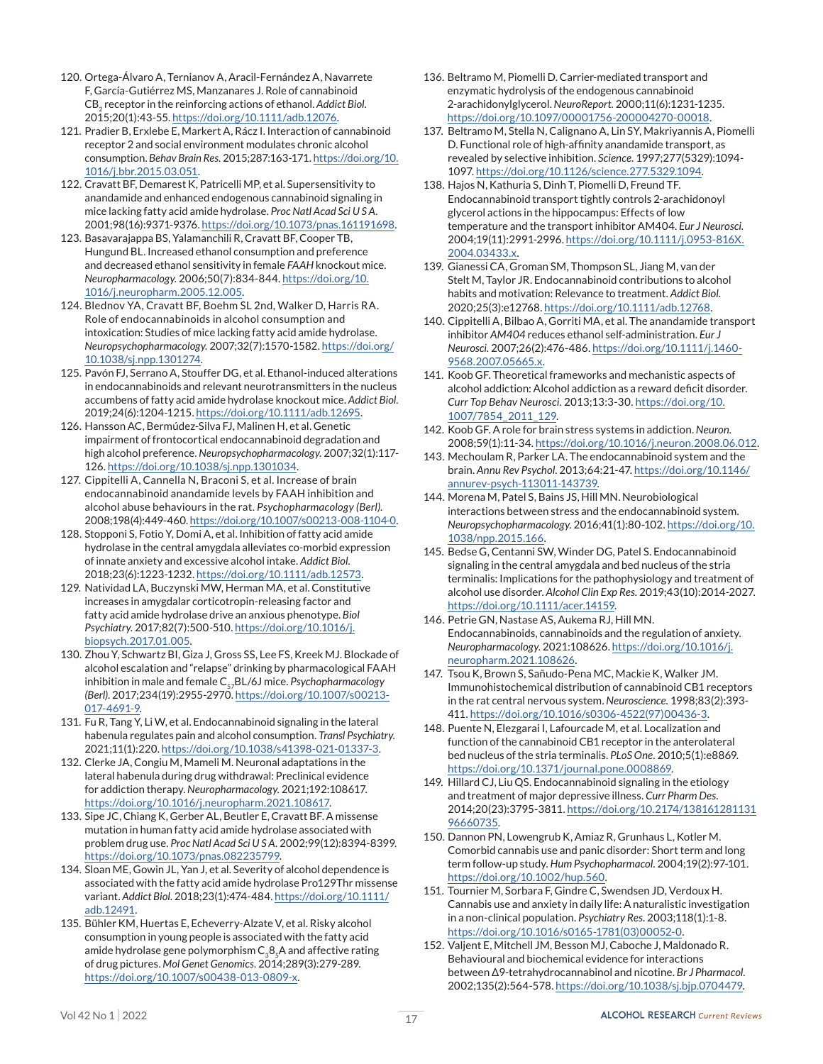120. Ortega-Álvaro A, Ternianov A, Aracil-Fernández A, Navarrete F, García-Gutiérrez MS, Manzanares J. Role of cannabinoid $CB_2$ receptor in the reinforcing actions of ethanol. *Addict Biol.* 2015;20(1):43-55. https://doi.org/10.1111/adb.12076.
121. Pradier B, Erxlebe E, Markert A, Rácz I. Interaction of cannabinoid receptor 2 and social environment modulates chronic alcohol consumption. *Behav Brain Res.* 2015;287:163-171. https://doi.org/10.1016/j.bbr.2015.03.051.
122. Cravatt BF, Demarest K, Patricelli MP, et al. Supersensitivity to anandamide and enhanced endogenous cannabinoid signaling in mice lacking fatty acid amide hydrolase. *Proc Natl Acad Sci U S A.* 2001;98(16):9371-9376. https://doi.org/10.1073/pnas.161191698.
123. Basavarajappa BS, Yalamanchili R, Cravatt BF, Cooper TB, Hungund BL. Increased ethanol consumption and preference and decreased ethanol sensitivity in female *FAAH* knockout mice. *Neuropharmacology.* 2006;50(7):834-844. https://doi.org/10.1016/j.neuropharm.2005.12.005.
124. Blednov YA, Cravatt BF, Boehm SL 2nd, Walker D, Harris RA. Role of endocannabinoids in alcohol consumption and intoxication: Studies of mice lacking fatty acid amide hydrolase. *Neuropsychopharmacology.* 2007;32(7):1570-1582. https://doi.org/10.1038/sj.npp.1301274.
125. Pavón FJ, Serrano A, Stouffer DG, et al. Ethanol-induced alterations in endocannabinoids and relevant neurotransmitters in the nucleus accumbens of fatty acid amide hydrolase knockout mice. *Addict Biol.* 2019;24(6):1204-1215. https://doi.org/10.1111/adb.12695.
126. Hansson AC, Bermúdez-Silva FJ, Malinen H, et al. Genetic impairment of frontocortical endocannabinoid degradation and high alcohol preference. *Neuropsychopharmacology.* 2007;32(1):117-126. https://doi.org/10.1038/sj.npp.1301034.
127. Cippitelli A, Cannella N, Braconi S, et al. Increase of brain endocannabinoid anandamide levels by FAAH inhibition and alcohol abuse behaviours in the rat. *Psychopharmacology (Berl).* 2008;198(4):449-460. https://doi.org/10.1007/s00213-008-1104-0.
128. Stopponi S, Fotio Y, Domi A, et al. Inhibition of fatty acid amide hydrolase in the central amygdala alleviates co-morbid expression of innate anxiety and excessive alcohol intake. *Addict Biol.* 2018;23(6):1223-1232. https://doi.org/10.1111/adb.12573.
129. Natividad LA, Buczynski MW, Herman MA, et al. Constitutive increases in amygdalar corticotropin-releasing factor and fatty acid amide hydrolase drive an anxious phenotype. *Biol Psychiatry.* 2017;82(7):500-510. https://doi.org/10.1016/j.biopsych.2017.01.005.
130. Zhou Y, Schwartz BI, Giza J, Gross SS, Lee FS, Kreek MJ. Blockade of alcohol escalation and "relapse" drinking by pharmacological FAAH inhibition in male and female $C_{57}$BL/6J mice. *Psychopharmacology (Berl).* 2017;234(19):2955-2970. https://doi.org/10.1007/s00213-017-4691-9.
131. Fu R, Tang Y, Li W, et al. Endocannabinoid signaling in the lateral habenula regulates pain and alcohol consumption. *Transl Psychiatry.* 2021;11(1):220. https://doi.org/10.1038/s41398-021-01337-3.
132. Clerke JA, Congiu M, Mameli M. Neuronal adaptations in the lateral habenula during drug withdrawal: Preclinical evidence for addiction therapy. *Neuropharmacology.* 2021;192:108617. https://doi.org/10.1016/j.neuropharm.2021.108617.
133. Sipe JC, Chiang K, Gerber AL, Beutler E, Cravatt BF. A missense mutation in human fatty acid amide hydrolase associated with problem drug use. *Proc Natl Acad Sci U S A.* 2002;99(12):8394-8399. https://doi.org/10.1073/pnas.082235799.
134. Sloan ME, Gowin JL, Yan J, et al. Severity of alcohol dependence is associated with the fatty acid amide hydrolase Pro129Thr missense variant. *Addict Biol.* 2018;23(1):474-484. https://doi.org/10.1111/adb.12491.
135. Bühler KM, Huertas E, Echeverry-Alzate V, et al. Risky alcohol consumption in young people is associated with the fatty acid amide hydrolase gene polymorphism $C_38_5A$ and affective rating of drug pictures. *Mol Genet Genomics.* 2014;289(3):279-289. https://doi.org/10.1007/s00438-013-0809-x.
136. Beltramo M, Piomelli D. Carrier-mediated transport and enzymatic hydrolysis of the endogenous cannabinoid 2-arachidonylglycerol. *NeuroReport.* 2000;11(6):1231-1235. https://doi.org/10.1097/00001756-200004270-00018.
137. Beltramo M, Stella N, Calignano A, Lin SY, Makriyannis A, Piomelli D. Functional role of high-affinity anandamide transport, as revealed by selective inhibition. *Science.* 1997;277(5329):1094-1097. https://doi.org/10.1126/science.277.5329.1094.
138. Hajos N, Kathuria S, Dinh T, Piomelli D, Freund TF. Endocannabinoid transport tightly controls 2-arachidonoyl glycerol actions in the hippocampus: Effects of low temperature and the transport inhibitor AM404. *Eur J Neurosci.* 2004;19(11):2991-2996. https://doi.org/10.1111/j.0953-816X.2004.03433.x.
139. Gianessi CA, Groman SM, Thompson SL, Jiang M, van der Stelt M, Taylor JR. Endocannabinoid contributions to alcohol habits and motivation: Relevance to treatment. *Addict Biol.* 2020;25(3):e12768. https://doi.org/10.1111/adb.12768.
140. Cippitelli A, Bilbao A, Gorriti MA, et al. The anandamide transport inhibitor *AM404* reduces ethanol self-administration. *Eur J Neurosci.* 2007;26(2):476-486. https://doi.org/10.1111/j.1460-9568.2007.05665.x.
141. Koob GF. Theoretical frameworks and mechanistic aspects of alcohol addiction: Alcohol addiction as a reward deficit disorder. *Curr Top Behav Neurosci.* 2013;13:3-30. https://doi.org/10.1007/7854_2011_129.
142. Koob GF. A role for brain stress systems in addiction. *Neuron.* 2008;59(1):11-34. https://doi.org/10.1016/j.neuron.2008.06.012.
143. Mechoulam R, Parker LA. The endocannabinoid system and the brain. *Annu Rev Psychol.* 2013;64:21-47. https://doi.org/10.1146/annurev-psych-113011-143739.
144. Morena M, Patel S, Bains JS, Hill MN. Neurobiological interactions between stress and the endocannabinoid system. *Neuropsychopharmacology.* 2016;41(1):80-102. https://doi.org/10.1038/npp.2015.166.
145. Bedse G, Centanni SW, Winder DG, Patel S. Endocannabinoid signaling in the central amygdala and bed nucleus of the stria terminalis: Implications for the pathophysiology and treatment of alcohol use disorder. *Alcohol Clin Exp Res.* 2019;43(10):2014-2027. https://doi.org/10.1111/acer.14159.
146. Petrie GN, Nastase AS, Aukema RJ, Hill MN. Endocannabinoids, cannabinoids and the regulation of anxiety. *Neuropharmacology.* 2021:108626. https://doi.org/10.1016/j.neuropharm.2021.108626.
147. Tsou K, Brown S, Sañudo-Pena MC, Mackie K, Walker JM. Immunohistochemical distribution of cannabinoid CB1 receptors in the rat central nervous system. *Neuroscience.* 1998;83(2):393-411. https://doi.org/10.1016/s0306-4522(97)00436-3.
148. Puente N, Elezgarai I, Lafourcade M, et al. Localization and function of the cannabinoid CB1 receptor in the anterolateral bed nucleus of the stria terminalis. *PLoS One.* 2010;5(1):e8869. https://doi.org/10.1371/journal.pone.0008869.
149. Hillard CJ, Liu QS. Endocannabinoid signaling in the etiology and treatment of major depressive illness. *Curr Pharm Des.* 2014;20(23):3795-3811. https://doi.org/10.2174/13816128113196660735.
150. Dannon PN, Lowengrub K, Amiaz R, Grunhaus L, Kotler M. Comorbid cannabis use and panic disorder: Short term and long term follow-up study. *Hum Psychopharmacol.* 2004;19(2):97-101. https://doi.org/10.1002/hup.560.
151. Tournier M, Sorbara F, Gindre C, Swendsen JD, Verdoux H. Cannabis use and anxiety in daily life: A naturalistic investigation in a non-clinical population. *Psychiatry Res.* 2003;118(1):1-8. https://doi.org/10.1016/s0165-1781(03)00052-0.
152. Valjent E, Mitchell JM, Besson MJ, Caboche J, Maldonado R. Behavioural and biochemical evidence for interactions between Δ9-tetrahydrocannabinol and nicotine. *Br J Pharmacol.* 2002;135(2):564-578. https://doi.org/10.1038/sj.bjp.0704479.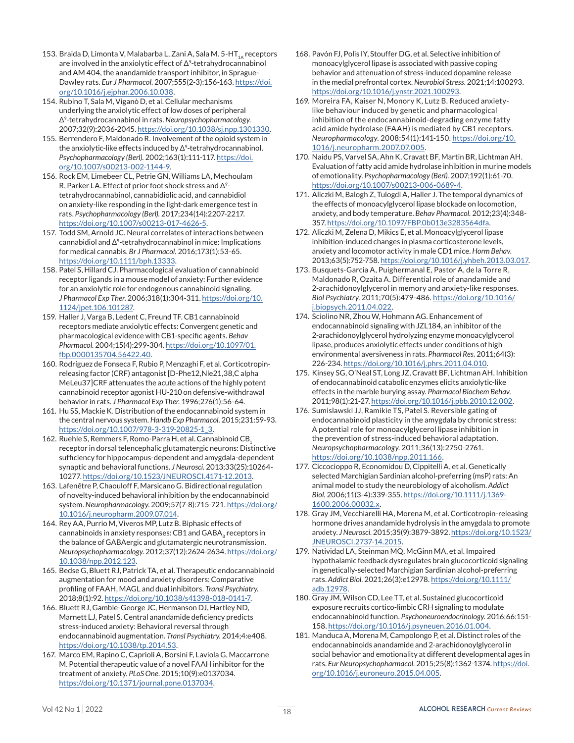153. Braida D, Limonta V, Malabarba L, Zani A, Sala M. 5-HT$_{1A}$ receptors are involved in the anxiolytic effect of Δ$^9$-tetrahydrocannabinol and AM 404, the anandamide transport inhibitor, in Sprague-Dawley rats. *Eur J Pharmacol.* 2007;555(2-3):156-163. https://doi.org/10.1016/j.ejphar.2006.10.038.
154. Rubino T, Sala M, Viganò D, et al. Cellular mechanisms underlying the anxiolytic effect of low doses of peripheral Δ$^9$-tetrahydrocannabinol in rats. *Neuropsychopharmacology.* 2007;32(9):2036-2045. https://doi.org/10.1038/sj.npp.1301330.
155. Berrendero F, Maldonado R. Involvement of the opioid system in the anxiolytic-like effects induced by Δ$^9$-tetrahydrocannabinol. *Psychopharmacology (Berl).* 2002;163(1):111-117. https://doi.org/10.1007/s00213-002-1144-9.
156. Rock EM, Limebeer CL, Petrie GN, Williams LA, Mechoulam R, Parker LA. Effect of prior foot shock stress and Δ$^9$-tetrahydrocannabinol, cannabidiolic acid, and cannabidiol on anxiety-like responding in the light-dark emergence test in rats. *Psychopharmacology (Berl).* 2017;234(14):2207-2217. https://doi.org/10.1007/s00213-017-4626-5.
157. Todd SM, Arnold JC. Neural correlates of interactions between cannabidiol and Δ$^9$-tetrahydrocannabinol in mice: Implications for medical cannabis. *Br J Pharmacol.* 2016;173(1):53-65. https://doi.org/10.1111/bph.13333.
158. Patel S, Hillard CJ. Pharmacological evaluation of cannabinoid receptor ligands in a mouse model of anxiety: Further evidence for an anxiolytic role for endogenous cannabinoid signaling. *J Pharmacol Exp Ther.* 2006;318(1):304-311. https://doi.org/10.1124/jpet.106.101287.
159. Haller J, Varga B, Ledent C, Freund TF. CB1 cannabinoid receptors mediate anxiolytic effects: Convergent genetic and pharmacological evidence with CB1-specific agents. *Behav Pharmacol.* 2004;15(4):299-304. https://doi.org/10.1097/01.fbp.0000135704.56422.40.
160. Rodríguez de Fonseca F, Rubio P, Menzaghi F, et al. Corticotropin-releasing factor (CRF) antagonist [D-Phe12,Nle21,38,C alpha MeLeu37]CRF attenuates the acute actions of the highly potent cannabinoid receptor agonist HU-210 on defensive-withdrawal behavior in rats. *J Pharmacol Exp Ther.* 1996;276(1):56-64.
161. Hu SS, Mackie K. Distribution of the endocannabinoid system in the central nervous system. *Handb Exp Pharmacol.* 2015;231:59-93. https://doi.org/10.1007/978-3-319-20825-1_3.
162. Ruehle S, Remmers F, Romo-Parra H, et al. Cannabinoid CB$_1$ receptor in dorsal telencephalic glutamatergic neurons: Distinctive sufficiency for hippocampus-dependent and amygdala-dependent synaptic and behavioral functions. *J Neurosci.* 2013;33(25):10264-10277. https://doi.org/10.1523/JNEUROSCI.4171-12.2013.
163. Lafenêtre P, Chaouloff F, Marsicano G. Bidirectional regulation of novelty-induced behavioral inhibition by the endocannabinoid system. *Neuropharmacology.* 2009;57(7-8):715-721. https://doi.org/10.1016/j.neuropharm.2009.07.014.
164. Rey AA, Purrio M, Viveros MP, Lutz B. Biphasic effects of cannabinoids in anxiety responses: CB1 and GABA$_B$ receptors in the balance of GABAergic and glutamatergic neurotransmission. *Neuropsychopharmacology.* 2012;37(12):2624-2634. https://doi.org/10.1038/npp.2012.123.
165. Bedse G, Bluett RJ, Patrick TA, et al. Therapeutic endocannabinoid augmentation for mood and anxiety disorders: Comparative profiling of FAAH, MAGL and dual inhibitors. *Transl Psychiatry.* 2018;8(1):92. https://doi.org/10.1038/s41398-018-0141-7.
166. Bluett RJ, Gamble-George JC, Hermanson DJ, Hartley ND, Marnett LJ, Patel S. Central anandamide deficiency predicts stress-induced anxiety: Behavioral reversal through endocannabinoid augmentation. *Transl Psychiatry.* 2014;4:e408. https://doi.org/10.1038/tp.2014.53.
167. Marco EM, Rapino C, Caprioli A, Borsini F, Laviola G, Maccarrone M. Potential therapeutic value of a novel FAAH inhibitor for the treatment of anxiety. *PLoS One.* 2015;10(9):e0137034. https://doi.org/10.1371/journal.pone.0137034.
168. Pavón FJ, Polis IY, Stouffer DG, et al. Selective inhibition of monoacylglycerol lipase is associated with passive coping behavior and attenuation of stress-induced dopamine release in the medial prefrontal cortex. *Neurobiol Stress.* 2021;14:100293. https://doi.org/10.1016/j.ynstr.2021.100293.
169. Moreira FA, Kaiser N, Monory K, Lutz B. Reduced anxiety-like behaviour induced by genetic and pharmacological inhibition of the endocannabinoid-degrading enzyme fatty acid amide hydrolase (FAAH) is mediated by CB1 receptors. *Neuropharmacology.* 2008;54(1):141-150. https://doi.org/10.1016/j.neuropharm.2007.07.005.
170. Naidu PS, Varvel SA, Ahn K, Cravatt BF, Martin BR, Lichtman AH. Evaluation of fatty acid amide hydrolase inhibition in murine models of emotionality. *Psychopharmacology (Berl).* 2007;192(1):61-70. https://doi.org/10.1007/s00213-006-0689-4.
171. Aliczki M, Balogh Z, Tulogdi A, Haller J. The temporal dynamics of the effects of monoacylglycerol lipase blockade on locomotion, anxiety, and body temperature. *Behav Pharmacol.* 2012;23(4):348-357. https://doi.org/10.1097/FBP.0b013e3283564dfa.
172. Aliczki M, Zelena D, Mikics E, et al. Monoacylglycerol lipase inhibition-induced changes in plasma corticosterone levels, anxiety and locomotor activity in male CD1 mice. *Horm Behav.* 2013;63(5):752-758. https://doi.org/10.1016/j.yhbeh.2013.03.017.
173. Busquets-Garcia A, Puighermanal E, Pastor A, de la Torre R, Maldonado R, Ozaita A. Differential role of anandamide and 2-arachidonoylglycerol in memory and anxiety-like responses. *Biol Psychiatry.* 2011;70(5):479-486. https://doi.org/10.1016/j.biopsych.2011.04.022.
174. Sciolino NR, Zhou W, Hohmann AG. Enhancement of endocannabinoid signaling with JZL184, an inhibitor of the 2-arachidonoylglycerol hydrolyzing enzyme monoacylglycerol lipase, produces anxiolytic effects under conditions of high environmental aversiveness in rats. *Pharmacol Res.* 2011;64(3):226-234. https://doi.org/10.1016/j.phrs.2011.04.010.
175. Kinsey SG, O'Neal ST, Long JZ, Cravatt BF, Lichtman AH. Inhibition of endocannabinoid catabolic enzymes elicits anxiolytic-like effects in the marble burying assay. *Pharmacol Biochem Behav.* 2011;98(1):21-27. https://doi.org/10.1016/j.pbb.2010.12.002.
176. Sumislawski JJ, Ramikie TS, Patel S. Reversible gating of endocannabinoid plasticity in the amygdala by chronic stress: A potential role for monoacylglycerol lipase inhibition in the prevention of stress-induced behavioral adaptation. *Neuropsychopharmacology.* 2011;36(13):2750-2761. https://doi.org/10.1038/npp.2011.166.
177. Ciccocioppo R, Economidou D, Cippitelli A, et al. Genetically selected Marchigian Sardinian alcohol-preferring (msP) rats: An animal model to study the neurobiology of alcoholism. *Addict Biol.* 2006;11(3-4):339-355. https://doi.org/10.1111/j.1369-1600.2006.00032.x.
178. Gray JM, Vecchiarelli HA, Morena M, et al. Corticotropin-releasing hormone drives anandamide hydrolysis in the amygdala to promote anxiety. *J Neurosci.* 2015;35(9):3879-3892. https://doi.org/10.1523/JNEUROSCI.2737-14.2015.
179. Natividad LA, Steinman MQ, McGinn MA, et al. Impaired hypothalamic feedback dysregulates brain glucocorticoid signaling in genetically-selected Marchigian Sardinian alcohol-preferring rats. *Addict Biol.* 2021;26(3):e12978. https://doi.org/10.1111/adb.12978.
180. Gray JM, Wilson CD, Lee TT, et al. Sustained glucocorticoid exposure recruits cortico-limbic CRH signaling to modulate endocannabinoid function. *Psychoneuroendocrinology.* 2016;66:151-158. https://doi.org/10.1016/j.psyneuen.2016.01.004.
181. Manduca A, Morena M, Campolongo P, et al. Distinct roles of the endocannabinoids anandamide and 2-arachidonoylglycerol in social behavior and emotionality at different developmental ages in rats. *Eur Neuropsychopharmacol.* 2015;25(8):1362-1374. https://doi.org/10.1016/j.euroneuro.2015.04.005.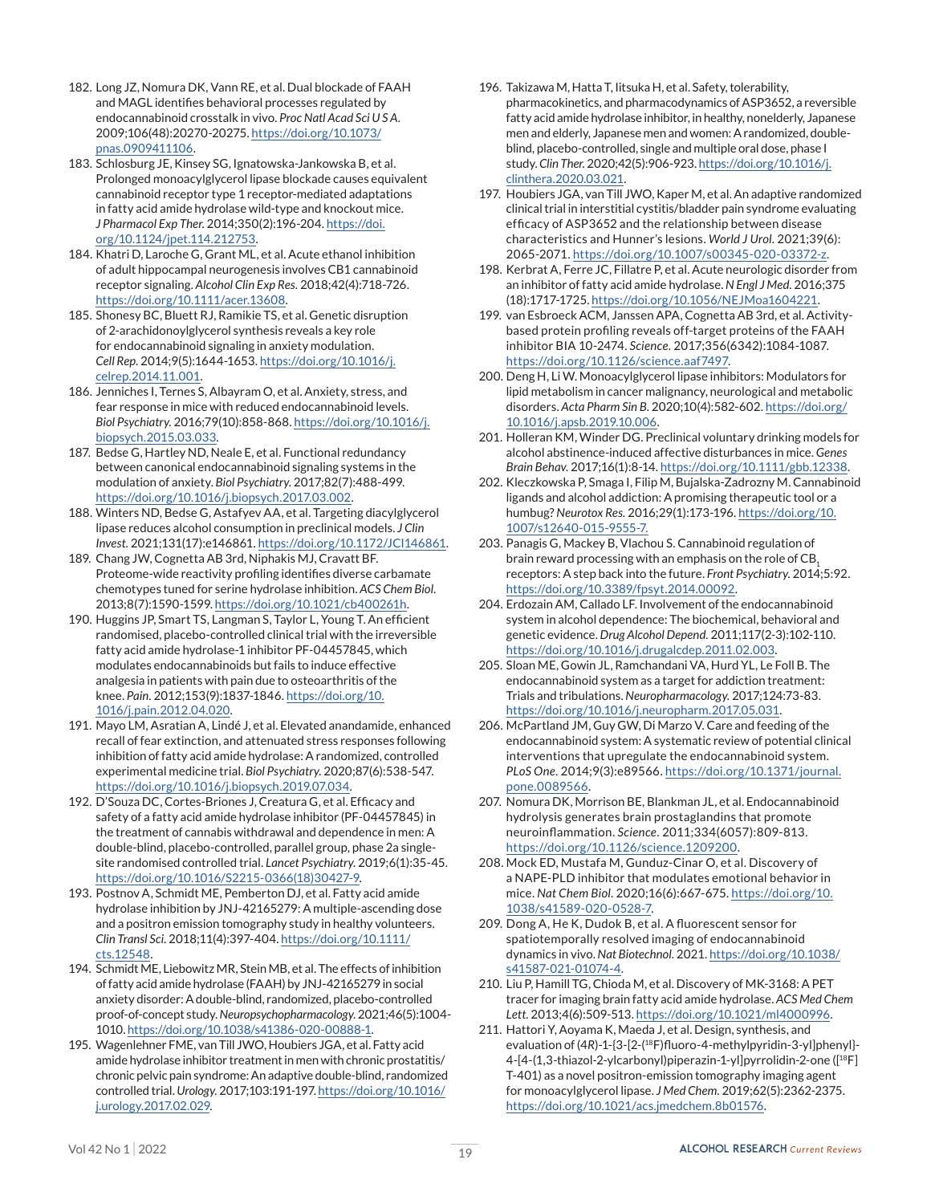182. Long JZ, Nomura DK, Vann RE, et al. Dual blockade of FAAH and MAGL identifies behavioral processes regulated by endocannabinoid crosstalk in vivo. *Proc Natl Acad Sci U S A.* 2009;106(48):20270-20275. https://doi.org/10.1073/pnas.0909411106.
183. Schlosburg JE, Kinsey SG, Ignatowska-Jankowska B, et al. Prolonged monoacylglycerol lipase blockade causes equivalent cannabinoid receptor type 1 receptor-mediated adaptations in fatty acid amide hydrolase wild-type and knockout mice. *J Pharmacol Exp Ther.* 2014;350(2):196-204. https://doi.org/10.1124/jpet.114.212753.
184. Khatri D, Laroche G, Grant ML, et al. Acute ethanol inhibition of adult hippocampal neurogenesis involves CB1 cannabinoid receptor signaling. *Alcohol Clin Exp Res.* 2018;42(4):718-726. https://doi.org/10.1111/acer.13608.
185. Shonesy BC, Bluett RJ, Ramikie TS, et al. Genetic disruption of 2-arachidonoylglycerol synthesis reveals a key role for endocannabinoid signaling in anxiety modulation. *Cell Rep.* 2014;9(5):1644-1653. https://doi.org/10.1016/j.celrep.2014.11.001.
186. Jenniches I, Ternes S, Albayram O, et al. Anxiety, stress, and fear response in mice with reduced endocannabinoid levels. *Biol Psychiatry.* 2016;79(10):858-868. https://doi.org/10.1016/j.biopsych.2015.03.033.
187. Bedse G, Hartley ND, Neale E, et al. Functional redundancy between canonical endocannabinoid signaling systems in the modulation of anxiety. *Biol Psychiatry.* 2017;82(7):488-499. https://doi.org/10.1016/j.biopsych.2017.03.002.
188. Winters ND, Bedse G, Astafyev AA, et al. Targeting diacylglycerol lipase reduces alcohol consumption in preclinical models. *J Clin Invest.* 2021;131(17):e146861. https://doi.org/10.1172/JCI146861.
189. Chang JW, Cognetta AB 3rd, Niphakis MJ, Cravatt BF. Proteome-wide reactivity profiling identifies diverse carbamate chemotypes tuned for serine hydrolase inhibition. *ACS Chem Biol.* 2013;8(7):1590-1599. https://doi.org/10.1021/cb400261h.
190. Huggins JP, Smart TS, Langman S, Taylor L, Young T. An efficient randomised, placebo-controlled clinical trial with the irreversible fatty acid amide hydrolase-1 inhibitor PF-04457845, which modulates endocannabinoids but fails to induce effective analgesia in patients with pain due to osteoarthritis of the knee. *Pain.* 2012;153(9):1837-1846. https://doi.org/10.1016/j.pain.2012.04.020.
191. Mayo LM, Asratian A, Lindé J, et al. Elevated anandamide, enhanced recall of fear extinction, and attenuated stress responses following inhibition of fatty acid amide hydrolase: A randomized, controlled experimental medicine trial. *Biol Psychiatry.* 2020;87(6):538-547. https://doi.org/10.1016/j.biopsych.2019.07.034.
192. D'Souza DC, Cortes-Briones J, Creatura G, et al. Efficacy and safety of a fatty acid amide hydrolase inhibitor (PF-04457845) in the treatment of cannabis withdrawal and dependence in men: A double-blind, placebo-controlled, parallel group, phase 2a single-site randomised controlled trial. *Lancet Psychiatry.* 2019;6(1):35-45. https://doi.org/10.1016/S2215-0366(18)30427-9.
193. Postnov A, Schmidt ME, Pemberton DJ, et al. Fatty acid amide hydrolase inhibition by JNJ-42165279: A multiple-ascending dose and a positron emission tomography study in healthy volunteers. *Clin Transl Sci.* 2018;11(4):397-404. https://doi.org/10.1111/cts.12548.
194. Schmidt ME, Liebowitz MR, Stein MB, et al. The effects of inhibition of fatty acid amide hydrolase (FAAH) by JNJ-42165279 in social anxiety disorder: A double-blind, randomized, placebo-controlled proof-of-concept study. *Neuropsychopharmacology.* 2021;46(5):1004-1010. https://doi.org/10.1038/s41386-020-00888-1.
195. Wagenlehner FME, van Till JWO, Houbiers JGA, et al. Fatty acid amide hydrolase inhibitor treatment in men with chronic prostatitis/chronic pelvic pain syndrome: An adaptive double-blind, randomized controlled trial. *Urology.* 2017;103:191-197. https://doi.org/10.1016/j.urology.2017.02.029.
196. Takizawa M, Hatta T, Iitsuka H, et al. Safety, tolerability, pharmacokinetics, and pharmacodynamics of ASP3652, a reversible fatty acid amide hydrolase inhibitor, in healthy, nonelderly, Japanese men and elderly, Japanese men and women: A randomized, double-blind, placebo-controlled, single and multiple oral dose, phase I study. *Clin Ther.* 2020;42(5):906-923. https://doi.org/10.1016/j.clinthera.2020.03.021.
197. Houbiers JGA, van Till JWO, Kaper M, et al. An adaptive randomized clinical trial in interstitial cystitis/bladder pain syndrome evaluating efficacy of ASP3652 and the relationship between disease characteristics and Hunner's lesions. *World J Urol.* 2021;39(6):2065-2071. https://doi.org/10.1007/s00345-020-03372-z.
198. Kerbrat A, Ferre JC, Fillatre P, et al. Acute neurologic disorder from an inhibitor of fatty acid amide hydrolase. *N Engl J Med.* 2016;375(18):1717-1725. https://doi.org/10.1056/NEJMoa1604221.
199. van Esbroeck ACM, Janssen APA, Cognetta AB 3rd, et al. Activity-based protein profiling reveals off-target proteins of the FAAH inhibitor BIA 10-2474. *Science.* 2017;356(6342):1084-1087. https://doi.org/10.1126/science.aaf7497.
200. Deng H, Li W. Monoacylglycerol lipase inhibitors: Modulators for lipid metabolism in cancer malignancy, neurological and metabolic disorders. *Acta Pharm Sin B.* 2020;10(4):582-602. https://doi.org/10.1016/j.apsb.2019.10.006.
201. Holleran KM, Winder DG. Preclinical voluntary drinking models for alcohol abstinence-induced affective disturbances in mice. *Genes Brain Behav.* 2017;16(1):8-14. https://doi.org/10.1111/gbb.12338.
202. Kleczkowska P, Smaga I, Filip M, Bujalska-Zadrozny M. Cannabinoid ligands and alcohol addiction: A promising therapeutic tool or a humbug? *Neurotox Res.* 2016;29(1):173-196. https://doi.org/10.1007/s12640-015-9555-7.
203. Panagis G, Mackey B, Vlachou S. Cannabinoid regulation of brain reward processing with an emphasis on the role of $CB_1$ receptors: A step back into the future. *Front Psychiatry.* 2014;5:92. https://doi.org/10.3389/fpsyt.2014.00092.
204. Erdozain AM, Callado LF. Involvement of the endocannabinoid system in alcohol dependence: The biochemical, behavioral and genetic evidence. *Drug Alcohol Depend.* 2011;117(2-3):102-110. https://doi.org/10.1016/j.drugalcdep.2011.02.003.
205. Sloan ME, Gowin JL, Ramchandani VA, Hurd YL, Le Foll B. The endocannabinoid system as a target for addiction treatment: Trials and tribulations. *Neuropharmacology.* 2017;124:73-83. https://doi.org/10.1016/j.neuropharm.2017.05.031.
206. McPartland JM, Guy GW, Di Marzo V. Care and feeding of the endocannabinoid system: A systematic review of potential clinical interventions that upregulate the endocannabinoid system. *PLoS One.* 2014;9(3):e89566. https://doi.org/10.1371/journal.pone.0089566.
207. Nomura DK, Morrison BE, Blankman JL, et al. Endocannabinoid hydrolysis generates brain prostaglandins that promote neuroinflammation. *Science.* 2011;334(6057):809-813. https://doi.org/10.1126/science.1209200.
208. Mock ED, Mustafa M, Gunduz-Cinar O, et al. Discovery of a NAPE-PLD inhibitor that modulates emotional behavior in mice. *Nat Chem Biol.* 2020;16(6):667-675. https://doi.org/10.1038/s41589-020-0528-7.
209. Dong A, He K, Dudok B, et al. A fluorescent sensor for spatiotemporally resolved imaging of endocannabinoid dynamics in vivo. *Nat Biotechnol.* 2021. https://doi.org/10.1038/s41587-021-01074-4.
210. Liu P, Hamill TG, Chioda M, et al. Discovery of MK-3168: A PET tracer for imaging brain fatty acid amide hydrolase. *ACS Med Chem Lett.* 2013;4(6):509-513. https://doi.org/10.1021/ml4000996.
211. Hattori Y, Aoyama K, Maeda J, et al. Design, synthesis, and evaluation of (4*R*)-1-{3-[2-($^{18}$F)fluoro-4-methylpyridin-3-yl]phenyl}-4-[4-(1,3-thiazol-2-ylcarbonyl)piperazin-1-yl]pyrrolidin-2-one ([$^{18}$F]T-401) as a novel positron-emission tomography imaging agent for monoacylglycerol lipase. *J Med Chem.* 2019;62(5):2362-2375. https://doi.org/10.1021/acs.jmedchem.8b01576.